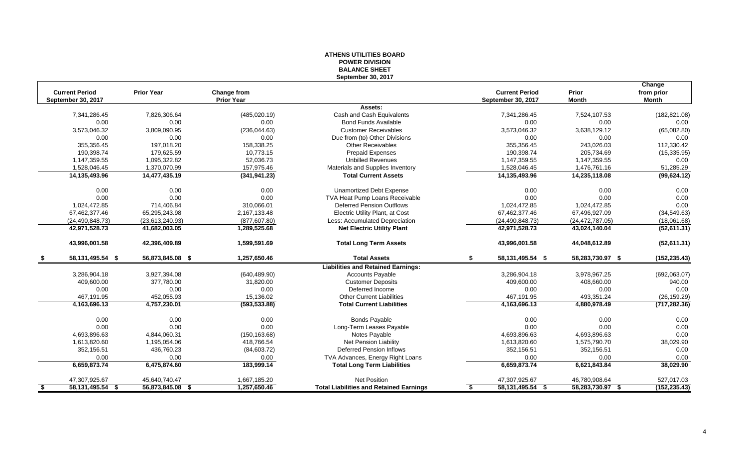**ATHENS UTILITIES BOARD**
**POWER DIVISION**
**BALANCE SHEET**
**September 30, 2017**

| Current Period September 30, 2017 | Prior Year | Change from Prior Year | | Current Period September 30, 2017 | Prior Month | Change from prior Month |
|---|---|---|---|---|---|---|
| | | | **Assets:** | | | |
| 7,341,286.45 | 7,826,306.64 | (485,020.19) | Cash and Cash Equivalents | 7,341,286.45 | 7,524,107.53 | (182,821.08) |
| 0.00 | 0.00 | 0.00 | Bond Funds Available | 0.00 | 0.00 | 0.00 |
| 3,573,046.32 | 3,809,090.95 | (236,044.63) | Customer Receivables | 3,573,046.32 | 3,638,129.12 | (65,082.80) |
| 0.00 | 0.00 | 0.00 | Due from (to) Other Divisions | 0.00 | 0.00 | 0.00 |
| 355,356.45 | 197,018.20 | 158,338.25 | Other Receivables | 355,356.45 | 243,026.03 | 112,330.42 |
| 190,398.74 | 179,625.59 | 10,773.15 | Prepaid Expenses | 190,398.74 | 205,734.69 | (15,335.95) |
| 1,147,359.55 | 1,095,322.82 | 52,036.73 | Unbilled Revenues | 1,147,359.55 | 1,147,359.55 | 0.00 |
| 1,528,046.45 | 1,370,070.99 | 157,975.46 | Materials and Supplies Inventory | 1,528,046.45 | 1,476,761.16 | 51,285.29 |
| **14,135,493.96** | **14,477,435.19** | **(341,941.23)** | **Total Current Assets** | **14,135,493.96** | **14,235,118.08** | **(99,624.12)** |
| 0.00 | 0.00 | 0.00 | Unamortized Debt Expense | 0.00 | 0.00 | 0.00 |
| 0.00 | 0.00 | 0.00 | TVA Heat Pump Loans Receivable | 0.00 | 0.00 | 0.00 |
| 1,024,472.85 | 714,406.84 | 310,066.01 | Deferred Pension Outflows | 1,024,472.85 | 1,024,472.85 | 0.00 |
| 67,462,377.46 | 65,295,243.98 | 2,167,133.48 | Electric Utility Plant, at Cost | 67,462,377.46 | 67,496,927.09 | (34,549.63) |
| (24,490,848.73) | (23,613,240.93) | (877,607.80) | Less: Accumulated Depreciation | (24,490,848.73) | (24,472,787.05) | (18,061.68) |
| **42,971,528.73** | **41,682,003.05** | **1,289,525.68** | **Net Electric Utility Plant** | **42,971,528.73** | **43,024,140.04** | **(52,611.31)** |
| **43,996,001.58** | **42,396,409.89** | **1,599,591.69** | **Total Long Term Assets** | **43,996,001.58** | **44,048,612.89** | **(52,611.31)** |
| **$ 58,131,495.54** | **$ 56,873,845.08** | **$ 1,257,650.46** | **Total Assets** | **$ 58,131,495.54** | **$ 58,283,730.97** | **$ (152,235.43)** |
| | | | **Liabilities and Retained Earnings:** | | | |
| 3,286,904.18 | 3,927,394.08 | (640,489.90) | Accounts Payable | 3,286,904.18 | 3,978,967.25 | (692,063.07) |
| 409,600.00 | 377,780.00 | 31,820.00 | Customer Deposits | 409,600.00 | 408,660.00 | 940.00 |
| 0.00 | 0.00 | 0.00 | Deferred Income | 0.00 | 0.00 | 0.00 |
| 467,191.95 | 452,055.93 | 15,136.02 | Other Current Liabilities | 467,191.95 | 493,351.24 | (26,159.29) |
| **4,163,696.13** | **4,757,230.01** | **(593,533.88)** | **Total Current Liabilities** | **4,163,696.13** | **4,880,978.49** | **(717,282.36)** |
| 0.00 | 0.00 | 0.00 | Bonds Payable | 0.00 | 0.00 | 0.00 |
| 0.00 | 0.00 | 0.00 | Long-Term Leases Payable | 0.00 | 0.00 | 0.00 |
| 4,693,896.63 | 4,844,060.31 | (150,163.68) | Notes Payable | 4,693,896.63 | 4,693,896.63 | 0.00 |
| 1,613,820.60 | 1,195,054.06 | 418,766.54 | Net Pension Liability | 1,613,820.60 | 1,575,790.70 | 38,029.90 |
| 352,156.51 | 436,760.23 | (84,603.72) | Deferred Pension Inflows | 352,156.51 | 352,156.51 | 0.00 |
| 0.00 | 0.00 | 0.00 | TVA Advances, Energy Right Loans | 0.00 | 0.00 | 0.00 |
| **6,659,873.74** | **6,475,874.60** | **183,999.14** | **Total Long Term Liabilities** | **6,659,873.74** | **6,621,843.84** | **38,029.90** |
| 47,307,925.67 | 45,640,740.47 | 1,667,185.20 | Net Position | 47,307,925.67 | 46,780,908.64 | 527,017.03 |
| **$ 58,131,495.54** | **$ 56,873,845.08** | **$ 1,257,650.46** | **Total Liabilities and Retained Earnings** | **$ 58,131,495.54** | **$ 58,283,730.97** | **$ (152,235.43)** |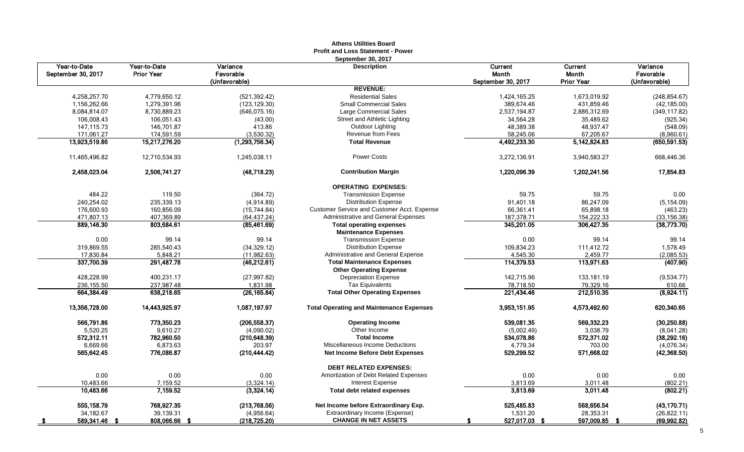**Athens Utilities Board**
**Profit and Loss Statement - Power**
**September 30, 2017**

| Year-to-Date September 30, 2017 | Year-to-Date Prior Year | Variance Favorable (Unfavorable) | Description | Current Month September 30, 2017 | Current Month Prior Year | Variance Favorable (Unfavorable) |
|---|---|---|---|---|---|---|
| | | | **REVENUE:** | | | |
| 4,258,257.70 | 4,779,650.12 | (521,392.42) | Residential Sales | 1,424,165.25 | 1,673,019.92 | (248,854.67) |
| 1,156,262.66 | 1,279,391.96 | (123,129.30) | Small Commercial Sales | 389,674.46 | 431,859.46 | (42,185.00) |
| 8,084,814.07 | 8,730,889.23 | (646,075.16) | Large Commercial Sales | 2,537,194.87 | 2,886,312.69 | (349,117.82) |
| 106,008.43 | 106,051.43 | (43.00) | Street and Athletic Lighting | 34,564.28 | 35,489.62 | (925.34) |
| 147,115.73 | 146,701.87 | 413.86 | Outdoor Lighting | 48,389.38 | 48,937.47 | (548.09) |
| 171,061.27 | 174,591.59 | (3,530.32) | Revenue from Fees | 58,245.06 | 67,205.67 | (8,960.61) |
| **13,923,519.86** | **15,217,276.20** | **(1,293,756.34)** | **Total Revenue** | **4,492,233.30** | **5,142,824.83** | **(650,591.53)** |
| 11,465,496.82 | 12,710,534.93 | 1,245,038.11 | Power Costs | 3,272,136.91 | 3,940,583.27 | 668,446.36 |
| **2,458,023.04** | **2,506,741.27** | **(48,718.23)** | **Contribution Margin** | **1,220,096.39** | **1,202,241.56** | **17,854.83** |
| | | | **OPERATING EXPENSES:** | | | |
| 484.22 | 119.50 | (364.72) | Transmission Expense | 59.75 | 59.75 | 0.00 |
| 240,254.02 | 235,339.13 | (4,914.89) | Distribution Expense | 91,401.18 | 86,247.09 | (5,154.09) |
| 176,600.93 | 160,856.09 | (15,744.84) | Customer Service and Customer Acct. Expense | 66,361.41 | 65,898.18 | (463.23) |
| 471,807.13 | 407,369.89 | (64,437.24) | Administrative and General Expenses | 187,378.71 | 154,222.33 | (33,156.38) |
| **889,146.30** | **803,684.61** | **(85,461.69)** | **Total operating expenses** | **345,201.05** | **306,427.35** | **(38,773.70)** |
| | | | **Maintenance Expenses** | | | |
| 0.00 | 99.14 | 99.14 | Transmission Expense | 0.00 | 99.14 | 99.14 |
| 319,869.55 | 285,540.43 | (34,329.12) | Distribution Expense | 109,834.23 | 111,412.72 | 1,578.49 |
| 17,830.84 | 5,848.21 | (11,982.63) | Administrative and General Expense | 4,545.30 | 2,459.77 | (2,085.53) |
| **337,700.39** | **291,487.78** | **(46,212.61)** | **Total Maintenance Expenses** | **114,379.53** | **113,971.63** | **(407.90)** |
| | | | **Other Operating Expense** | | | |
| 428,228.99 | 400,231.17 | (27,997.82) | Depreciation Expense | 142,715.96 | 133,181.19 | (9,534.77) |
| 236,155.50 | 237,987.48 | 1,831.98 | Tax Equivalents | 78,718.50 | 79,329.16 | 610.66 |
| **664,384.49** | **638,218.65** | **(26,165.84)** | **Total Other Operating Expenses** | **221,434.46** | **212,510.35** | **(8,924.11)** |
| **13,356,728.00** | **14,443,925.97** | **1,087,197.97** | **Total Operating and Maintenance Expenses** | **3,953,151.95** | **4,573,492.60** | **620,340.65** |
| **566,791.86** | **773,350.23** | **(206,558.37)** | **Operating Income** | **539,081.35** | **569,332.23** | **(30,250.88)** |
| 5,520.25 | 9,610.27 | (4,090.02) | Other Income | (5,002.49) | 3,038.79 | (8,041.28) |
| **572,312.11** | **782,960.50** | **(210,648.39)** | **Total Income** | **534,078.86** | **572,371.02** | **(38,292.16)** |
| 6,669.66 | 6,873.63 | 203.97 | Miscellaneous Income Deductions | 4,779.34 | 703.00 | (4,076.34) |
| **565,642.45** | **776,086.87** | **(210,444.42)** | **Net Income Before Debt Expenses** | **529,299.52** | **571,668.02** | **(42,368.50)** |
| | | | **DEBT RELATED EXPENSES:** | | | |
| 0.00 | 0.00 | 0.00 | Amortization of Debt Related Expenses | 0.00 | 0.00 | 0.00 |
| 10,483.66 | 7,159.52 | (3,324.14) | Interest Expense | 3,813.69 | 3,011.48 | (802.21) |
| **10,483.66** | **7,159.52** | **(3,324.14)** | **Total debt related expenses** | **3,813.69** | **3,011.48** | **(802.21)** |
| **555,158.79** | **768,927.35** | **(213,768.56)** | **Net Income before Extraordinary Exp.** | **525,485.83** | **568,656.54** | **(43,170.71)** |
| 34,182.67 | 39,139.31 | (4,956.64) | Extraordinary Income (Expense) | 1,531.20 | 28,353.31 | (26,822.11) |
| **$ 589,341.46** | **$ 808,066.66** | **$ (218,725.20)** | **CHANGE IN NET ASSETS** | **$ 527,017.03** | **$ 597,009.85** | **$ (69,992.82)** |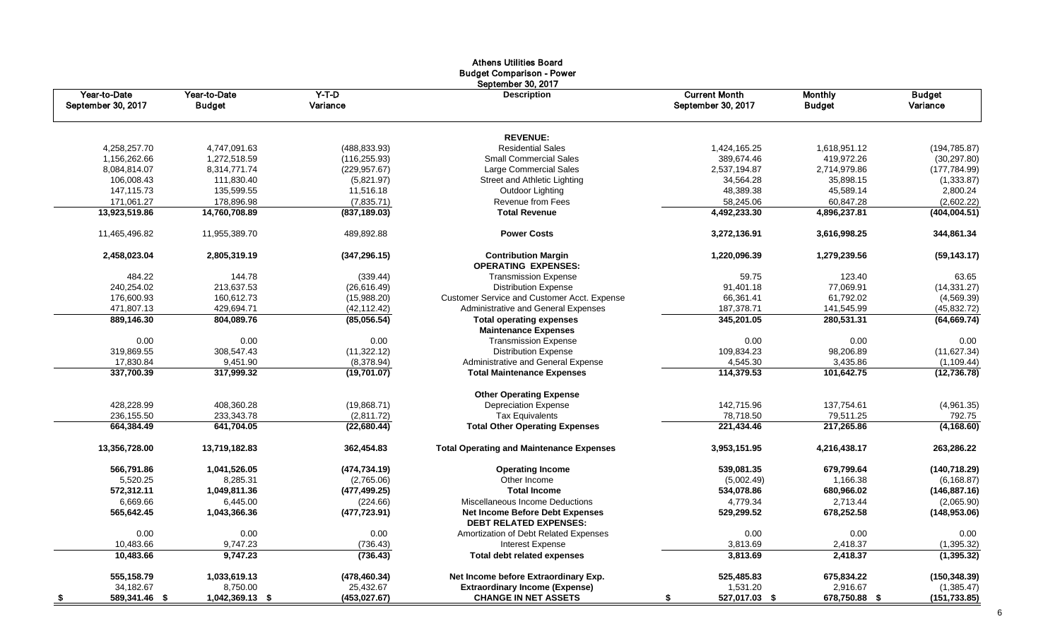# Athens Utilities Board
## Budget Comparison - Power
### September 30, 2017

| Year-to-Date September 30, 2017 | Year-to-Date Budget | Y-T-D Variance | Description | Current Month September 30, 2017 | Monthly Budget | Budget Variance |
|---|---|---|---|---|---|---|
| | | | **REVENUE:** | | | |
| 4,258,257.70 | 4,747,091.63 | (488,833.93) | Residential Sales | 1,424,165.25 | 1,618,951.12 | (194,785.87) |
| 1,156,262.66 | 1,272,518.59 | (116,255.93) | Small Commercial Sales | 389,674.46 | 419,972.26 | (30,297.80) |
| 8,084,814.07 | 8,314,771.74 | (229,957.67) | Large Commercial Sales | 2,537,194.87 | 2,714,979.86 | (177,784.99) |
| 106,008.43 | 111,830.40 | (5,821.97) | Street and Athletic Lighting | 34,564.28 | 35,898.15 | (1,333.87) |
| 147,115.73 | 135,599.55 | 11,516.18 | Outdoor Lighting | 48,389.38 | 45,589.14 | 2,800.24 |
| 171,061.27 | 178,896.98 | (7,835.71) | Revenue from Fees | 58,245.06 | 60,847.28 | (2,602.22) |
| **13,923,519.86** | **14,760,708.89** | **(837,189.03)** | **Total Revenue** | **4,492,233.30** | **4,896,237.81** | **(404,004.51)** |
| 11,465,496.82 | 11,955,389.70 | 489,892.88 | **Power Costs** | **3,272,136.91** | **3,616,998.25** | **344,861.34** |
| **2,458,023.04** | **2,805,319.19** | **(347,296.15)** | **Contribution Margin** | **1,220,096.39** | **1,279,239.56** | **(59,143.17)** |
| | | | **OPERATING EXPENSES:** | | | |
| 484.22 | 144.78 | (339.44) | Transmission Expense | 59.75 | 123.40 | 63.65 |
| 240,254.02 | 213,637.53 | (26,616.49) | Distribution Expense | 91,401.18 | 77,069.91 | (14,331.27) |
| 176,600.93 | 160,612.73 | (15,988.20) | Customer Service and Customer Acct. Expense | 66,361.41 | 61,792.02 | (4,569.39) |
| 471,807.13 | 429,694.71 | (42,112.42) | Administrative and General Expenses | 187,378.71 | 141,545.99 | (45,832.72) |
| **889,146.30** | **804,089.76** | **(85,056.54)** | **Total operating expenses** | **345,201.05** | **280,531.31** | **(64,669.74)** |
| | | | **Maintenance Expenses** | | | |
| 0.00 | 0.00 | 0.00 | Transmission Expense | 0.00 | 0.00 | 0.00 |
| 319,869.55 | 308,547.43 | (11,322.12) | Distribution Expense | 109,834.23 | 98,206.89 | (11,627.34) |
| 17,830.84 | 9,451.90 | (8,378.94) | Administrative and General Expense | 4,545.30 | 3,435.86 | (1,109.44) |
| **337,700.39** | **317,999.32** | **(19,701.07)** | **Total Maintenance Expenses** | **114,379.53** | **101,642.75** | **(12,736.78)** |
| | | | **Other Operating Expense** | | | |
| 428,228.99 | 408,360.28 | (19,868.71) | Depreciation Expense | 142,715.96 | 137,754.61 | (4,961.35) |
| 236,155.50 | 233,343.78 | (2,811.72) | Tax Equivalents | 78,718.50 | 79,511.25 | 792.75 |
| **664,384.49** | **641,704.05** | **(22,680.44)** | **Total Other Operating Expenses** | **221,434.46** | **217,265.86** | **(4,168.60)** |
| **13,356,728.00** | **13,719,182.83** | **362,454.83** | **Total Operating and Maintenance Expenses** | **3,953,151.95** | **4,216,438.17** | **263,286.22** |
| **566,791.86** | **1,041,526.05** | **(474,734.19)** | **Operating Income** | **539,081.35** | **679,799.64** | **(140,718.29)** |
| 5,520.25 | 8,285.31 | (2,765.06) | Other Income | (5,002.49) | 1,166.38 | (6,168.87) |
| **572,312.11** | **1,049,811.36** | **(477,499.25)** | **Total Income** | **534,078.86** | **680,966.02** | **(146,887.16)** |
| 6,669.66 | 6,445.00 | (224.66) | Miscellaneous Income Deductions | 4,779.34 | 2,713.44 | (2,065.90) |
| **565,642.45** | **1,043,366.36** | **(477,723.91)** | **Net Income Before Debt Expenses** | **529,299.52** | **678,252.58** | **(148,953.06)** |
| | | | **DEBT RELATED EXPENSES:** | | | |
| 0.00 | 0.00 | 0.00 | Amortization of Debt Related Expenses | 0.00 | 0.00 | 0.00 |
| 10,483.66 | 9,747.23 | (736.43) | Interest Expense | 3,813.69 | 2,418.37 | (1,395.32) |
| **10,483.66** | **9,747.23** | **(736.43)** | **Total debt related expenses** | **3,813.69** | **2,418.37** | **(1,395.32)** |
| **555,158.79** | **1,033,619.13** | **(478,460.34)** | **Net Income before Extraordinary Exp.** | **525,485.83** | **675,834.22** | **(150,348.39)** |
| 34,182.67 | 8,750.00 | 25,432.67 | **Extraordinary Income (Expense)** | 1,531.20 | 2,916.67 | (1,385.47) |
| **$ 589,341.46** | **$ 1,042,369.13** | **$ (453,027.67)** | **CHANGE IN NET ASSETS** | **$ 527,017.03** | **$ 678,750.88** | **$ (151,733.85)** |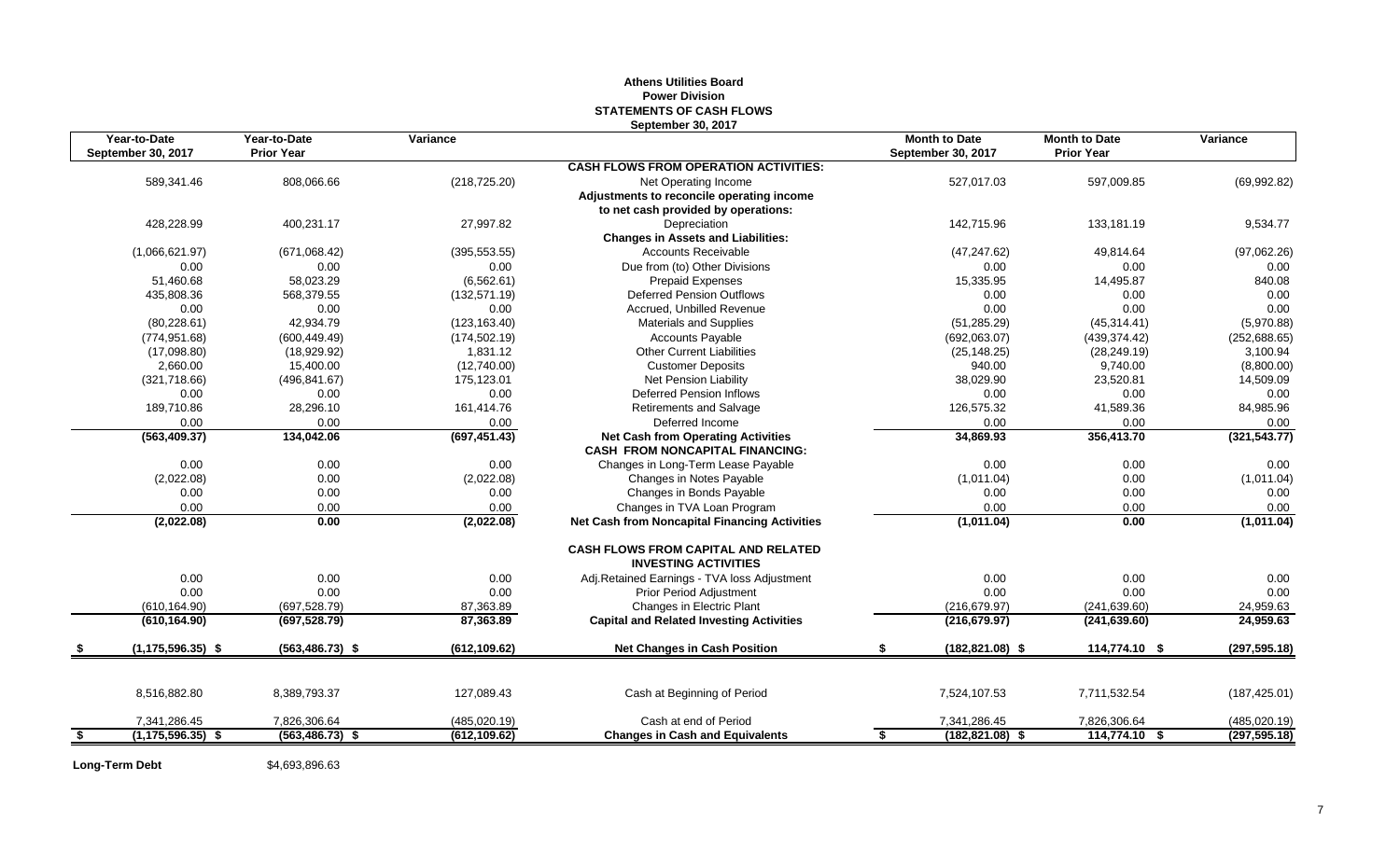# Athens Utilities Board
## Power Division
## STATEMENTS OF CASH FLOWS
### September 30, 2017

| Year-to-Date September 30, 2017 | Year-to-Date Prior Year | Variance | | Month to Date September 30, 2017 | Month to Date Prior Year | Variance |
|---|---|---|---|---|---|---|
| | | | **CASH FLOWS FROM OPERATION ACTIVITIES:** | | | |
| 589,341.46 | 808,066.66 | (218,725.20) | Net Operating Income | 527,017.03 | 597,009.85 | (69,992.82) |
| | | | **Adjustments to reconcile operating income** | | | |
| | | | **to net cash provided by operations:** | | | |
| 428,228.99 | 400,231.17 | 27,997.82 | Depreciation | 142,715.96 | 133,181.19 | 9,534.77 |
| | | | **Changes in Assets and Liabilities:** | | | |
| (1,066,621.97) | (671,068.42) | (395,553.55) | Accounts Receivable | (47,247.62) | 49,814.64 | (97,062.26) |
| 0.00 | 0.00 | 0.00 | Due from (to) Other Divisions | 0.00 | 0.00 | 0.00 |
| 51,460.68 | 58,023.29 | (6,562.61) | Prepaid Expenses | 15,335.95 | 14,495.87 | 840.08 |
| 435,808.36 | 568,379.55 | (132,571.19) | Deferred Pension Outflows | 0.00 | 0.00 | 0.00 |
| 0.00 | 0.00 | 0.00 | Accrued, Unbilled Revenue | 0.00 | 0.00 | 0.00 |
| (80,228.61) | 42,934.79 | (123,163.40) | Materials and Supplies | (51,285.29) | (45,314.41) | (5,970.88) |
| (774,951.68) | (600,449.49) | (174,502.19) | Accounts Payable | (692,063.07) | (439,374.42) | (252,688.65) |
| (17,098.80) | (18,929.92) | 1,831.12 | Other Current Liabilities | (25,148.25) | (28,249.19) | 3,100.94 |
| 2,660.00 | 15,400.00 | (12,740.00) | Customer Deposits | 940.00 | 9,740.00 | (8,800.00) |
| (321,718.66) | (496,841.67) | 175,123.01 | Net Pension Liability | 38,029.90 | 23,520.81 | 14,509.09 |
| 0.00 | 0.00 | 0.00 | Deferred Pension Inflows | 0.00 | 0.00 | 0.00 |
| 189,710.86 | 28,296.10 | 161,414.76 | Retirements and Salvage | 126,575.32 | 41,589.36 | 84,985.96 |
| 0.00 | 0.00 | 0.00 | Deferred Income | 0.00 | 0.00 | 0.00 |
| **(563,409.37)** | **134,042.06** | **(697,451.43)** | **Net Cash from Operating Activities** | **34,869.93** | **356,413.70** | **(321,543.77)** |
| | | | **CASH FROM NONCAPITAL FINANCING:** | | | |
| 0.00 | 0.00 | 0.00 | Changes in Long-Term Lease Payable | 0.00 | 0.00 | 0.00 |
| (2,022.08) | 0.00 | (2,022.08) | Changes in Notes Payable | (1,011.04) | 0.00 | (1,011.04) |
| 0.00 | 0.00 | 0.00 | Changes in Bonds Payable | 0.00 | 0.00 | 0.00 |
| 0.00 | 0.00 | 0.00 | Changes in TVA Loan Program | 0.00 | 0.00 | 0.00 |
| **(2,022.08)** | **0.00** | **(2,022.08)** | **Net Cash from Noncapital Financing Activities** | **(1,011.04)** | **0.00** | **(1,011.04)** |
| | | | **CASH FLOWS FROM CAPITAL AND RELATED INVESTING ACTIVITIES** | | | |
| 0.00 | 0.00 | 0.00 | Adj.Retained Earnings - TVA loss Adjustment | 0.00 | 0.00 | 0.00 |
| 0.00 | 0.00 | 0.00 | Prior Period Adjustment | 0.00 | 0.00 | 0.00 |
| (610,164.90) | (697,528.79) | 87,363.89 | Changes in Electric Plant | (216,679.97) | (241,639.60) | 24,959.63 |
| **(610,164.90)** | **(697,528.79)** | **87,363.89** | **Capital and Related Investing Activities** | **(216,679.97)** | **(241,639.60)** | **24,959.63** |
| **$ (1,175,596.35)** | **$ (563,486.73)** | **$ (612,109.62)** | **Net Changes in Cash Position** | **$ (182,821.08)** | **$ 114,774.10** | **$ (297,595.18)** |
| 8,516,882.80 | 8,389,793.37 | 127,089.43 | Cash at Beginning of Period | 7,524,107.53 | 7,711,532.54 | (187,425.01) |
| 7,341,286.45 | 7,826,306.64 | (485,020.19) | Cash at end of Period | 7,341,286.45 | 7,826,306.64 | (485,020.19) |
| **$ (1,175,596.35)** | **$ (563,486.73)** | **$ (612,109.62)** | **Changes in Cash and Equivalents** | **$ (182,821.08)** | **$ 114,774.10** | **$ (297,595.18)** |

**Long-Term Debt** $4,693,896.63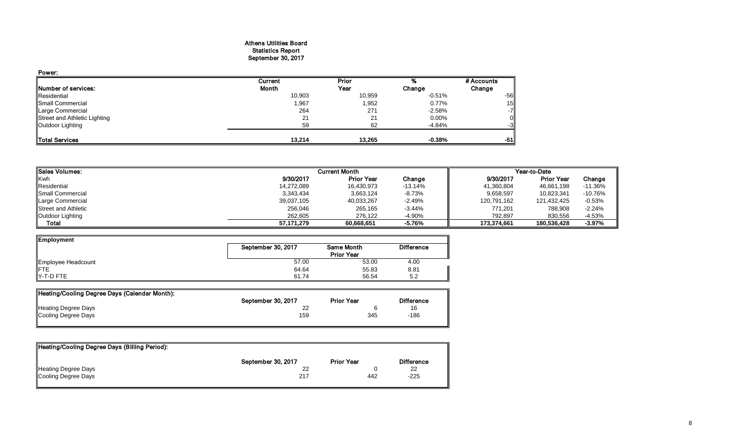**Athens Utilities Board**
**Statistics Report**
**September 30, 2017**

**Power:**

| Number of services: | Current Month | Prior Year | % Change | # Accounts Change |
|---|---|---|---|---|
| Residential | 10,903 | 10,959 | -0.51% | -56 |
| Small Commercial | 1,967 | 1,952 | 0.77% | 15 |
| Large Commercial | 264 | 271 | -2.58% | -7 |
| Street and Athletic Lighting | 21 | 21 | 0.00% | 0 |
| Outdoor Lighting | 59 | 62 | -4.84% | -3 |
| **Total Services** | **13,214** | **13,265** | **-0.38%** | **-51** |

| Sales Volumes: | Current Month | | | Year-to-Date | | |
|---|---|---|---|---|---|---|
| Kwh | 9/30/2017 | Prior Year | Change | 9/30/2017 | Prior Year | Change |
| Residential | 14,272,089 | 16,430,973 | -13.14% | 41,360,804 | 46,661,198 | -11.36% |
| Small Commercial | 3,343,434 | 3,663,124 | -8.73% | 9,658,597 | 10,823,341 | -10.76% |
| Large Commercial | 39,037,105 | 40,033,267 | -2.49% | 120,791,162 | 121,432,425 | -0.53% |
| Street and Athletic | 256,046 | 265,165 | -3.44% | 771,201 | 788,908 | -2.24% |
| Outdoor Lighting | 262,605 | 276,122 | -4.90% | 792,897 | 830,556 | -4.53% |
| **Total** | **57,171,279** | **60,668,651** | **-5.76%** | **173,374,661** | **180,536,428** | **-3.97%** |

| Employment | September 30, 2017 | Same Month Prior Year | Difference |
|---|---|---|---|
| Employee Headcount | 57.00 | 53.00 | 4.00 |
| FTE | 64.64 | 55.83 | 8.81 |
| Y-T-D FTE | 61.74 | 56.54 | 5.2 |

| Heating/Cooling Degree Days (Calendar Month): | September 30, 2017 | Prior Year | Difference |
|---|---|---|---|
| Heating Degree Days | 22 | 6 | 16 |
| Cooling Degree Days | 159 | 345 | -186 |

| Heating/Cooling Degree Days (Billing Period): | September 30, 2017 | Prior Year | Difference |
|---|---|---|---|
| Heating Degree Days | 22 | 0 | 22 |
| Cooling Degree Days | 217 | 442 | -225 |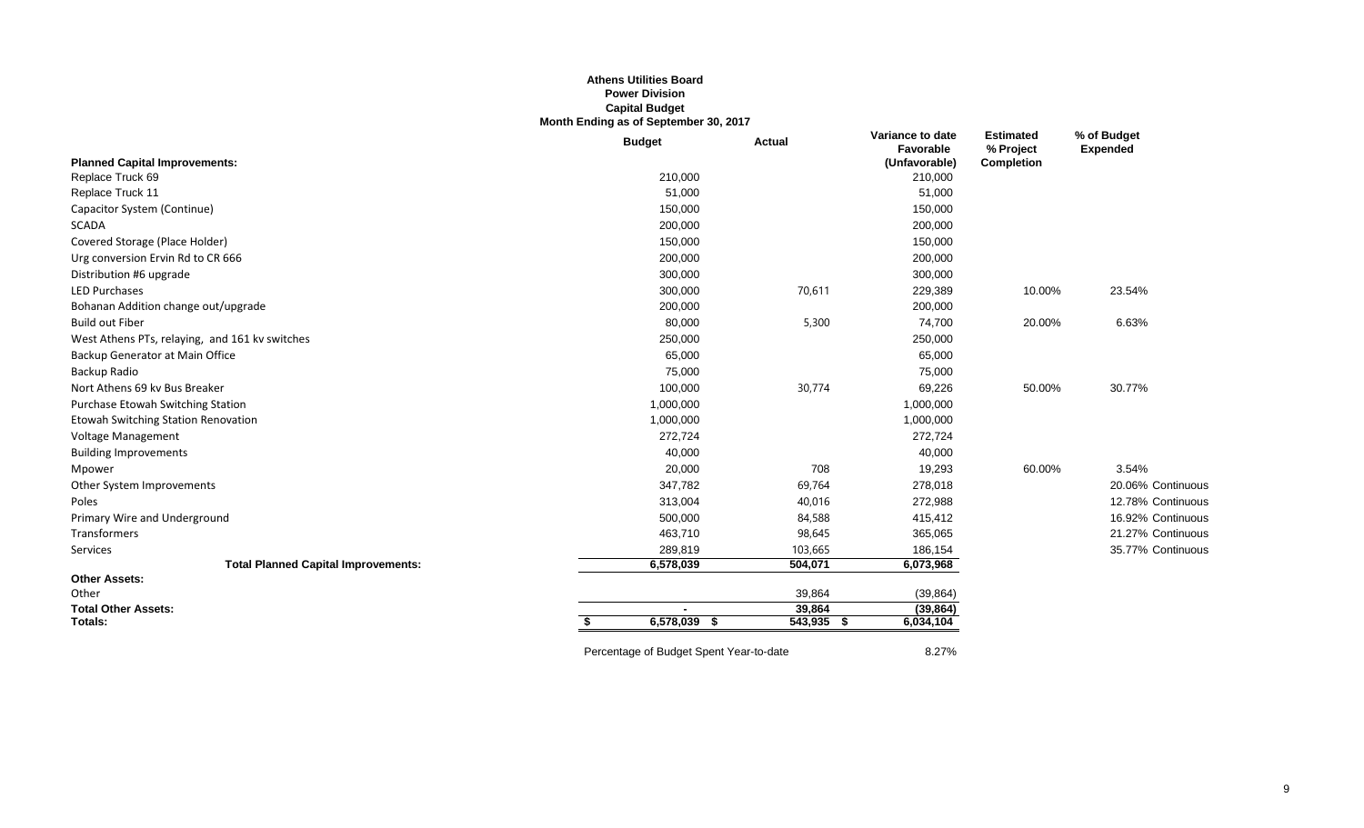**Athens Utilities Board**
**Power Division**
**Capital Budget**
**Month Ending as of September 30, 2017**

| | Budget | Actual | Variance to date Favorable (Unfavorable) | Estimated % Project Completion | % of Budget Expended |
|---|---|---|---|---|---|
| **Planned Capital Improvements:** | | | | | |
| Replace Truck 69 | 210,000 | | 210,000 | | |
| Replace Truck 11 | 51,000 | | 51,000 | | |
| Capacitor System (Continue) | 150,000 | | 150,000 | | |
| SCADA | 200,000 | | 200,000 | | |
| Covered Storage (Place Holder) | 150,000 | | 150,000 | | |
| Urg conversion Ervin Rd to CR 666 | 200,000 | | 200,000 | | |
| Distribution #6 upgrade | 300,000 | | 300,000 | | |
| LED Purchases | 300,000 | 70,611 | 229,389 | 10.00% | 23.54% |
| Bohanan Addition change out/upgrade | 200,000 | | 200,000 | | |
| Build out Fiber | 80,000 | 5,300 | 74,700 | 20.00% | 6.63% |
| West Athens PTs, relaying, and 161 kv switches | 250,000 | | 250,000 | | |
| Backup Generator at Main Office | 65,000 | | 65,000 | | |
| Backup Radio | 75,000 | | 75,000 | | |
| Nort Athens 69 kv Bus Breaker | 100,000 | 30,774 | 69,226 | 50.00% | 30.77% |
| Purchase Etowah Switching Station | 1,000,000 | | 1,000,000 | | |
| Etowah Switching Station Renovation | 1,000,000 | | 1,000,000 | | |
| Voltage Management | 272,724 | | 272,724 | | |
| Building Improvements | 40,000 | | 40,000 | | |
| Mpower | 20,000 | 708 | 19,293 | 60.00% | 3.54% |
| Other System Improvements | 347,782 | 69,764 | 278,018 | | 20.06% Continuous |
| Poles | 313,004 | 40,016 | 272,988 | | 12.78% Continuous |
| Primary Wire and Underground | 500,000 | 84,588 | 415,412 | | 16.92% Continuous |
| Transformers | 463,710 | 98,645 | 365,065 | | 21.27% Continuous |
| Services | 289,819 | 103,665 | 186,154 | | 35.77% Continuous |
| **Total Planned Capital Improvements:** | **6,578,039** | **504,071** | **6,073,968** | | |
| **Other Assets:** | | | | | |
| Other | | 39,864 | (39,864) | | |
| **Total Other Assets:** | **-** | **39,864** | **(39,864)** | | |
| **Totals:** | **$ 6,578,039** | **$ 543,935** | **$ 6,034,104** | | |

Percentage of Budget Spent Year-to-date 8.27%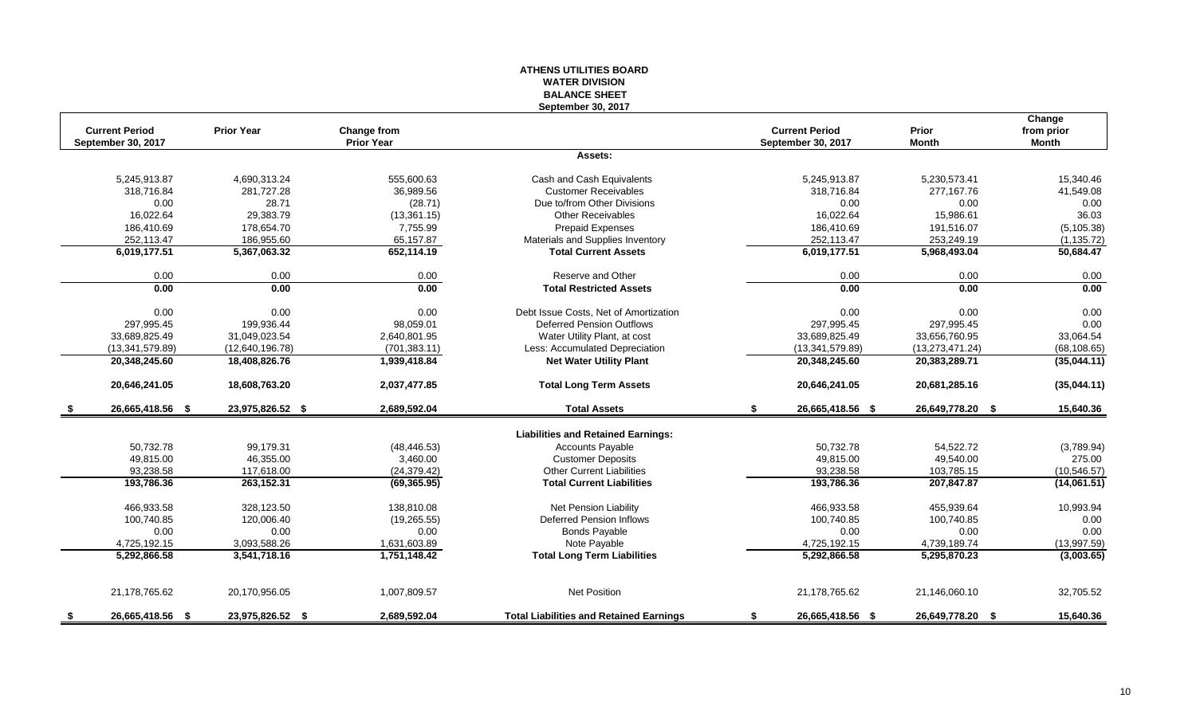# ATHENS UTILITIES BOARD
## WATER DIVISION
## BALANCE SHEET
### September 30, 2017

| Current Period September 30, 2017 | Prior Year | Change from Prior Year | | Current Period September 30, 2017 | Prior Month | Change from prior Month |
|---|---|---|---|---|---|---|
| | | | **Assets:** | | | |
| 5,245,913.87 | 4,690,313.24 | 555,600.63 | Cash and Cash Equivalents | 5,245,913.87 | 5,230,573.41 | 15,340.46 |
| 318,716.84 | 281,727.28 | 36,989.56 | Customer Receivables | 318,716.84 | 277,167.76 | 41,549.08 |
| 0.00 | 28.71 | (28.71) | Due to/from Other Divisions | 0.00 | 0.00 | 0.00 |
| 16,022.64 | 29,383.79 | (13,361.15) | Other Receivables | 16,022.64 | 15,986.61 | 36.03 |
| 186,410.69 | 178,654.70 | 7,755.99 | Prepaid Expenses | 186,410.69 | 191,516.07 | (5,105.38) |
| 252,113.47 | 186,955.60 | 65,157.87 | Materials and Supplies Inventory | 252,113.47 | 253,249.19 | (1,135.72) |
| **6,019,177.51** | **5,367,063.32** | **652,114.19** | **Total Current Assets** | **6,019,177.51** | **5,968,493.04** | **50,684.47** |
| 0.00 | 0.00 | 0.00 | Reserve and Other | 0.00 | 0.00 | 0.00 |
| **0.00** | **0.00** | **0.00** | **Total Restricted Assets** | **0.00** | **0.00** | **0.00** |
| 0.00 | 0.00 | 0.00 | Debt Issue Costs, Net of Amortization | 0.00 | 0.00 | 0.00 |
| 297,995.45 | 199,936.44 | 98,059.01 | Deferred Pension Outflows | 297,995.45 | 297,995.45 | 0.00 |
| 33,689,825.49 | 31,049,023.54 | 2,640,801.95 | Water Utility Plant, at cost | 33,689,825.49 | 33,656,760.95 | 33,064.54 |
| (13,341,579.89) | (12,640,196.78) | (701,383.11) | Less: Accumulated Depreciation | (13,341,579.89) | (13,273,471.24) | (68,108.65) |
| **20,348,245.60** | **18,408,826.76** | **1,939,418.84** | **Net Water Utility Plant** | **20,348,245.60** | **20,383,289.71** | **(35,044.11)** |
| **20,646,241.05** | **18,608,763.20** | **2,037,477.85** | **Total Long Term Assets** | **20,646,241.05** | **20,681,285.16** | **(35,044.11)** |
| **$ 26,665,418.56** | **$ 23,975,826.52** | **$ 2,689,592.04** | **Total Assets** | **$ 26,665,418.56** | **$ 26,649,778.20** | **$ 15,640.36** |
| | | | **Liabilities and Retained Earnings:** | | | |
| 50,732.78 | 99,179.31 | (48,446.53) | Accounts Payable | 50,732.78 | 54,522.72 | (3,789.94) |
| 49,815.00 | 46,355.00 | 3,460.00 | Customer Deposits | 49,815.00 | 49,540.00 | 275.00 |
| 93,238.58 | 117,618.00 | (24,379.42) | Other Current Liabilities | 93,238.58 | 103,785.15 | (10,546.57) |
| **193,786.36** | **263,152.31** | **(69,365.95)** | **Total Current Liabilities** | **193,786.36** | **207,847.87** | **(14,061.51)** |
| 466,933.58 | 328,123.50 | 138,810.08 | Net Pension Liability | 466,933.58 | 455,939.64 | 10,993.94 |
| 100,740.85 | 120,006.40 | (19,265.55) | Deferred Pension Inflows | 100,740.85 | 100,740.85 | 0.00 |
| 0.00 | 0.00 | 0.00 | Bonds Payable | 0.00 | 0.00 | 0.00 |
| 4,725,192.15 | 3,093,588.26 | 1,631,603.89 | Note Payable | 4,725,192.15 | 4,739,189.74 | (13,997.59) |
| **5,292,866.58** | **3,541,718.16** | **1,751,148.42** | **Total Long Term Liabilities** | **5,292,866.58** | **5,295,870.23** | **(3,003.65)** |
| 21,178,765.62 | 20,170,956.05 | 1,007,809.57 | Net Position | 21,178,765.62 | 21,146,060.10 | 32,705.52 |
| **$ 26,665,418.56** | **$ 23,975,826.52** | **$ 2,689,592.04** | **Total Liabilities and Retained Earnings** | **$ 26,665,418.56** | **$ 26,649,778.20** | **$ 15,640.36** |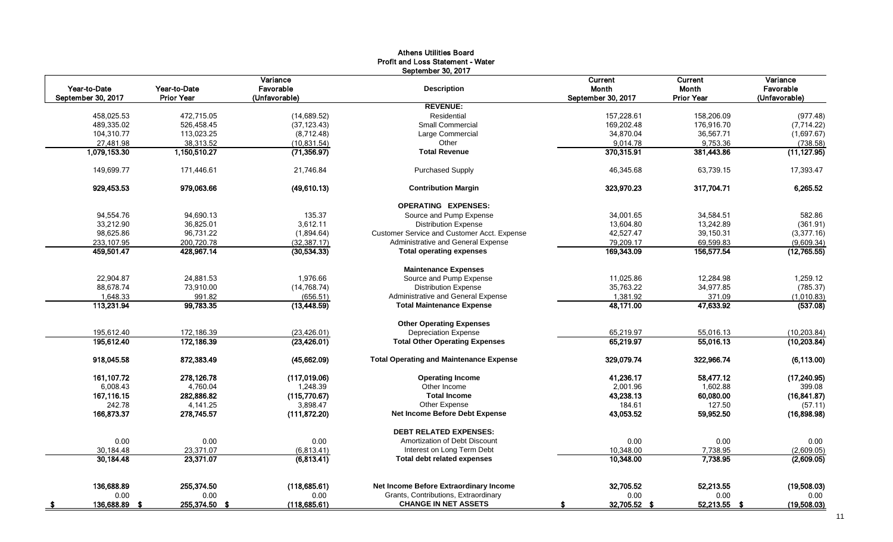# Athens Utilities Board
## Profit and Loss Statement - Water
### September 30, 2017

| Year-to-Date September 30, 2017 | Year-to-Date Prior Year | Variance Favorable (Unfavorable) | Description | Current Month September 30, 2017 | Current Month Prior Year | Variance Favorable (Unfavorable) |
|---|---|---|---|---|---|---|
| | | | **REVENUE:** | | | |
| 458,025.53 | 472,715.05 | (14,689.52) | Residential | 157,228.61 | 158,206.09 | (977.48) |
| 489,335.02 | 526,458.45 | (37,123.43) | Small Commercial | 169,202.48 | 176,916.70 | (7,714.22) |
| 104,310.77 | 113,023.25 | (8,712.48) | Large Commercial | 34,870.04 | 36,567.71 | (1,697.67) |
| 27,481.98 | 38,313.52 | (10,831.54) | Other | 9,014.78 | 9,753.36 | (738.58) |
| **1,079,153.30** | **1,150,510.27** | **(71,356.97)** | **Total Revenue** | **370,315.91** | **381,443.86** | **(11,127.95)** |
| 149,699.77 | 171,446.61 | 21,746.84 | Purchased Supply | 46,345.68 | 63,739.15 | 17,393.47 |
| **929,453.53** | **979,063.66** | **(49,610.13)** | **Contribution Margin** | **323,970.23** | **317,704.71** | **6,265.52** |
| | | | **OPERATING EXPENSES:** | | | |
| 94,554.76 | 94,690.13 | 135.37 | Source and Pump Expense | 34,001.65 | 34,584.51 | 582.86 |
| 33,212.90 | 36,825.01 | 3,612.11 | Distribution Expense | 13,604.80 | 13,242.89 | (361.91) |
| 98,625.86 | 96,731.22 | (1,894.64) | Customer Service and Customer Acct. Expense | 42,527.47 | 39,150.31 | (3,377.16) |
| 233,107.95 | 200,720.78 | (32,387.17) | Administrative and General Expense | 79,209.17 | 69,599.83 | (9,609.34) |
| **459,501.47** | **428,967.14** | **(30,534.33)** | **Total operating expenses** | **169,343.09** | **156,577.54** | **(12,765.55)** |
| | | | **Maintenance Expenses** | | | |
| 22,904.87 | 24,881.53 | 1,976.66 | Source and Pump Expense | 11,025.86 | 12,284.98 | 1,259.12 |
| 88,678.74 | 73,910.00 | (14,768.74) | Distribution Expense | 35,763.22 | 34,977.85 | (785.37) |
| 1,648.33 | 991.82 | (656.51) | Administrative and General Expense | 1,381.92 | 371.09 | (1,010.83) |
| **113,231.94** | **99,783.35** | **(13,448.59)** | **Total Maintenance Expense** | **48,171.00** | **47,633.92** | **(537.08)** |
| | | | **Other Operating Expenses** | | | |
| 195,612.40 | 172,186.39 | (23,426.01) | Depreciation Expense | 65,219.97 | 55,016.13 | (10,203.84) |
| **195,612.40** | **172,186.39** | **(23,426.01)** | **Total Other Operating Expenses** | **65,219.97** | **55,016.13** | **(10,203.84)** |
| **918,045.58** | **872,383.49** | **(45,662.09)** | **Total Operating and Maintenance Expense** | **329,079.74** | **322,966.74** | **(6,113.00)** |
| **161,107.72** | **278,126.78** | **(117,019.06)** | **Operating Income** | **41,236.17** | **58,477.12** | **(17,240.95)** |
| 6,008.43 | 4,760.04 | 1,248.39 | Other Income | 2,001.96 | 1,602.88 | 399.08 |
| **167,116.15** | **282,886.82** | **(115,770.67)** | **Total Income** | **43,238.13** | **60,080.00** | **(16,841.87)** |
| 242.78 | 4,141.25 | 3,898.47 | Other Expense | 184.61 | 127.50 | (57.11) |
| **166,873.37** | **278,745.57** | **(111,872.20)** | **Net Income Before Debt Expense** | **43,053.52** | **59,952.50** | **(16,898.98)** |
| | | | **DEBT RELATED EXPENSES:** | | | |
| 0.00 | 0.00 | 0.00 | Amortization of Debt Discount | 0.00 | 0.00 | 0.00 |
| 30,184.48 | 23,371.07 | (6,813.41) | Interest on Long Term Debt | 10,348.00 | 7,738.95 | (2,609.05) |
| **30,184.48** | **23,371.07** | **(6,813.41)** | **Total debt related expenses** | **10,348.00** | **7,738.95** | **(2,609.05)** |
| **136,688.89** | **255,374.50** | **(118,685.61)** | **Net Income Before Extraordinary Income** | **32,705.52** | **52,213.55** | **(19,508.03)** |
| 0.00 | 0.00 | 0.00 | Grants, Contributions, Extraordinary | 0.00 | 0.00 | 0.00 |
| **$ 136,688.89** | **$ 255,374.50** | **$ (118,685.61)** | **CHANGE IN NET ASSETS** | **$ 32,705.52** | **$ 52,213.55** | **$ (19,508.03)** |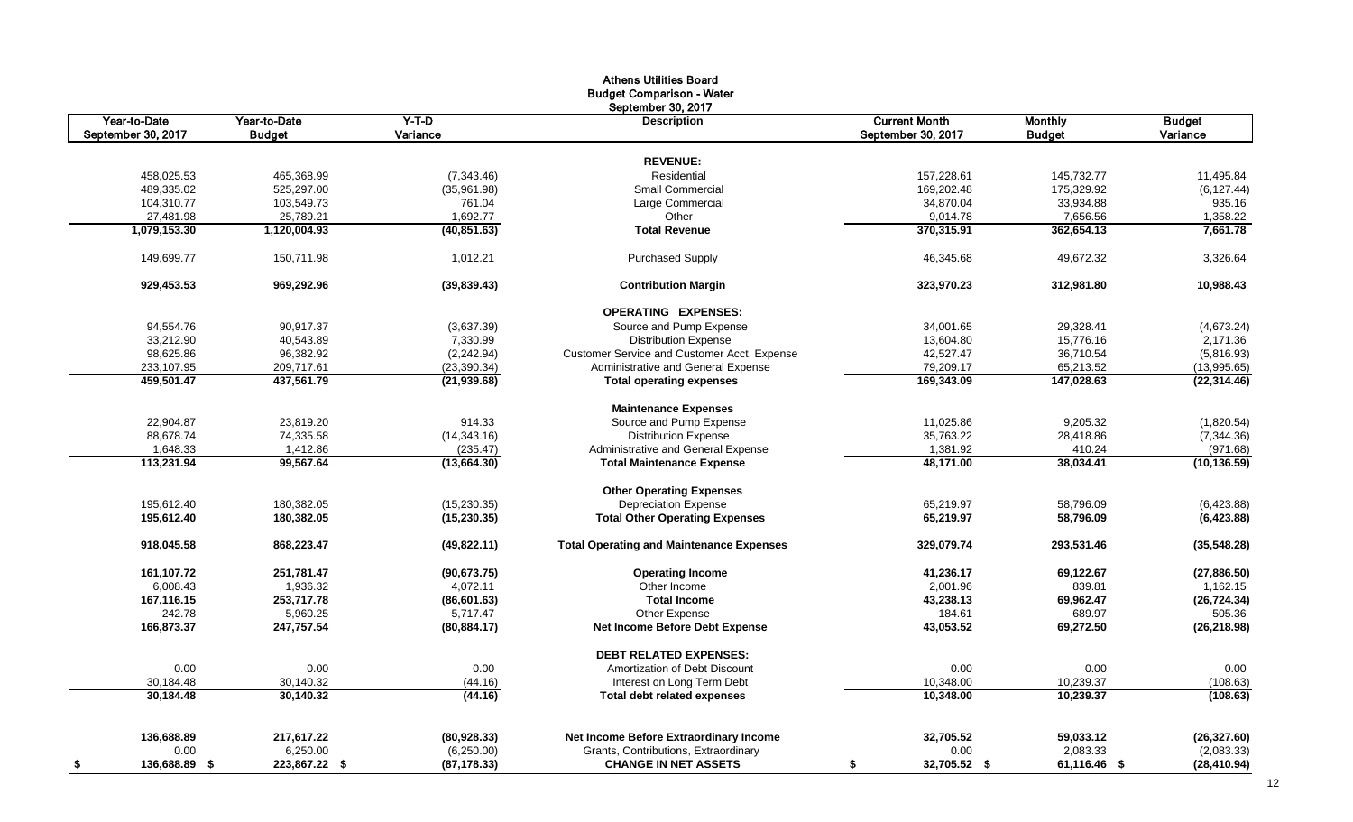# Athens Utilities Board
## Budget Comparison - Water
### September 30, 2017

| Year-to-Date September 30, 2017 | Year-to-Date Budget | Y-T-D Variance | Description | Current Month September 30, 2017 | Monthly Budget | Budget Variance |
|---|---|---|---|---|---|---|
| | | | **REVENUE:** | | | |
| 458,025.53 | 465,368.99 | (7,343.46) | Residential | 157,228.61 | 145,732.77 | 11,495.84 |
| 489,335.02 | 525,297.00 | (35,961.98) | Small Commercial | 169,202.48 | 175,329.92 | (6,127.44) |
| 104,310.77 | 103,549.73 | 761.04 | Large Commercial | 34,870.04 | 33,934.88 | 935.16 |
| 27,481.98 | 25,789.21 | 1,692.77 | Other | 9,014.78 | 7,656.56 | 1,358.22 |
| **1,079,153.30** | **1,120,004.93** | **(40,851.63)** | **Total Revenue** | **370,315.91** | **362,654.13** | **7,661.78** |
| 149,699.77 | 150,711.98 | 1,012.21 | Purchased Supply | 46,345.68 | 49,672.32 | 3,326.64 |
| **929,453.53** | **969,292.96** | **(39,839.43)** | **Contribution Margin** | **323,970.23** | **312,981.80** | **10,988.43** |
| | | | **OPERATING EXPENSES:** | | | |
| 94,554.76 | 90,917.37 | (3,637.39) | Source and Pump Expense | 34,001.65 | 29,328.41 | (4,673.24) |
| 33,212.90 | 40,543.89 | 7,330.99 | Distribution Expense | 13,604.80 | 15,776.16 | 2,171.36 |
| 98,625.86 | 96,382.92 | (2,242.94) | Customer Service and Customer Acct. Expense | 42,527.47 | 36,710.54 | (5,816.93) |
| 233,107.95 | 209,717.61 | (23,390.34) | Administrative and General Expense | 79,209.17 | 65,213.52 | (13,995.65) |
| **459,501.47** | **437,561.79** | **(21,939.68)** | **Total operating expenses** | **169,343.09** | **147,028.63** | **(22,314.46)** |
| | | | **Maintenance Expenses** | | | |
| 22,904.87 | 23,819.20 | 914.33 | Source and Pump Expense | 11,025.86 | 9,205.32 | (1,820.54) |
| 88,678.74 | 74,335.58 | (14,343.16) | Distribution Expense | 35,763.22 | 28,418.86 | (7,344.36) |
| 1,648.33 | 1,412.86 | (235.47) | Administrative and General Expense | 1,381.92 | 410.24 | (971.68) |
| **113,231.94** | **99,567.64** | **(13,664.30)** | **Total Maintenance Expense** | **48,171.00** | **38,034.41** | **(10,136.59)** |
| | | | **Other Operating Expenses** | | | |
| 195,612.40 | 180,382.05 | (15,230.35) | Depreciation Expense | 65,219.97 | 58,796.09 | (6,423.88) |
| **195,612.40** | **180,382.05** | **(15,230.35)** | **Total Other Operating Expenses** | **65,219.97** | **58,796.09** | **(6,423.88)** |
| **918,045.58** | **868,223.47** | **(49,822.11)** | **Total Operating and Maintenance Expenses** | **329,079.74** | **293,531.46** | **(35,548.28)** |
| **161,107.72** | **251,781.47** | **(90,673.75)** | **Operating Income** | **41,236.17** | **69,122.67** | **(27,886.50)** |
| 6,008.43 | 1,936.32 | 4,072.11 | Other Income | 2,001.96 | 839.81 | 1,162.15 |
| **167,116.15** | **253,717.78** | **(86,601.63)** | **Total Income** | **43,238.13** | **69,962.47** | **(26,724.34)** |
| 242.78 | 5,960.25 | 5,717.47 | Other Expense | 184.61 | 689.97 | 505.36 |
| **166,873.37** | **247,757.54** | **(80,884.17)** | **Net Income Before Debt Expense** | **43,053.52** | **69,272.50** | **(26,218.98)** |
| | | | **DEBT RELATED EXPENSES:** | | | |
| 0.00 | 0.00 | 0.00 | Amortization of Debt Discount | 0.00 | 0.00 | 0.00 |
| 30,184.48 | 30,140.32 | (44.16) | Interest on Long Term Debt | 10,348.00 | 10,239.37 | (108.63) |
| **30,184.48** | **30,140.32** | **(44.16)** | **Total debt related expenses** | **10,348.00** | **10,239.37** | **(108.63)** |
| **136,688.89** | **217,617.22** | **(80,928.33)** | **Net Income Before Extraordinary Income** | **32,705.52** | **59,033.12** | **(26,327.60)** |
| 0.00 | 6,250.00 | (6,250.00) | Grants, Contributions, Extraordinary | 0.00 | 2,083.33 | (2,083.33) |
| **$ 136,688.89** | **$ 223,867.22** | **$ (87,178.33)** | **CHANGE IN NET ASSETS** | **$ 32,705.52** | **$ 61,116.46** | **$ (28,410.94)** |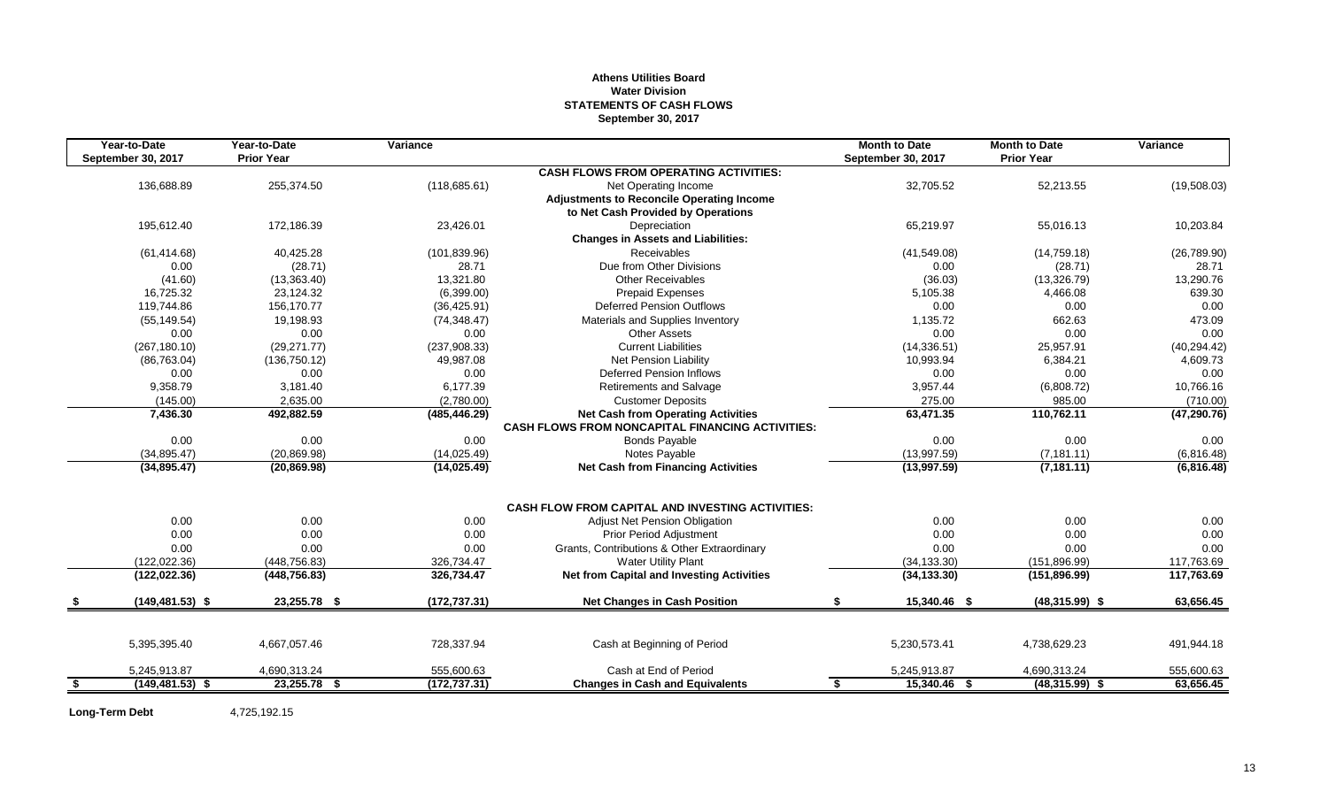**Athens Utilities Board**
**Water Division**
**STATEMENTS OF CASH FLOWS**
**September 30, 2017**

| Year-to-Date September 30, 2017 | Year-to-Date Prior Year | Variance | | Month to Date September 30, 2017 | Month to Date Prior Year | Variance |
|---|---|---|---|---|---|---|
| | | | **CASH FLOWS FROM OPERATING ACTIVITIES:** | | | |
| 136,688.89 | 255,374.50 | (118,685.61) | Net Operating Income | 32,705.52 | 52,213.55 | (19,508.03) |
| | | | **Adjustments to Reconcile Operating Income** | | | |
| | | | **to Net Cash Provided by Operations** | | | |
| 195,612.40 | 172,186.39 | 23,426.01 | Depreciation | 65,219.97 | 55,016.13 | 10,203.84 |
| | | | **Changes in Assets and Liabilities:** | | | |
| (61,414.68) | 40,425.28 | (101,839.96) | Receivables | (41,549.08) | (14,759.18) | (26,789.90) |
| 0.00 | (28.71) | 28.71 | Due from Other Divisions | 0.00 | (28.71) | 28.71 |
| (41.60) | (13,363.40) | 13,321.80 | Other Receivables | (36.03) | (13,326.79) | 13,290.76 |
| 16,725.32 | 23,124.32 | (6,399.00) | Prepaid Expenses | 5,105.38 | 4,466.08 | 639.30 |
| 119,744.86 | 156,170.77 | (36,425.91) | Deferred Pension Outflows | 0.00 | 0.00 | 0.00 |
| (55,149.54) | 19,198.93 | (74,348.47) | Materials and Supplies Inventory | 1,135.72 | 662.63 | 473.09 |
| 0.00 | 0.00 | 0.00 | Other Assets | 0.00 | 0.00 | 0.00 |
| (267,180.10) | (29,271.77) | (237,908.33) | Current Liabilities | (14,336.51) | 25,957.91 | (40,294.42) |
| (86,763.04) | (136,750.12) | 49,987.08 | Net Pension Liability | 10,993.94 | 6,384.21 | 4,609.73 |
| 0.00 | 0.00 | 0.00 | Deferred Pension Inflows | 0.00 | 0.00 | 0.00 |
| 9,358.79 | 3,181.40 | 6,177.39 | Retirements and Salvage | 3,957.44 | (6,808.72) | 10,766.16 |
| (145.00) | 2,635.00 | (2,780.00) | Customer Deposits | 275.00 | 985.00 | (710.00) |
| **7,436.30** | **492,882.59** | **(485,446.29)** | **Net Cash from Operating Activities** | **63,471.35** | **110,762.11** | **(47,290.76)** |
| | | | **CASH FLOWS FROM NONCAPITAL FINANCING ACTIVITIES:** | | | |
| 0.00 | 0.00 | 0.00 | Bonds Payable | 0.00 | 0.00 | 0.00 |
| (34,895.47) | (20,869.98) | (14,025.49) | Notes Payable | (13,997.59) | (7,181.11) | (6,816.48) |
| **(34,895.47)** | **(20,869.98)** | **(14,025.49)** | **Net Cash from Financing Activities** | **(13,997.59)** | **(7,181.11)** | **(6,816.48)** |
| | | | **CASH FLOW FROM CAPITAL AND INVESTING ACTIVITIES:** | | | |
| 0.00 | 0.00 | 0.00 | Adjust Net Pension Obligation | 0.00 | 0.00 | 0.00 |
| 0.00 | 0.00 | 0.00 | Prior Period Adjustment | 0.00 | 0.00 | 0.00 |
| 0.00 | 0.00 | 0.00 | Grants, Contributions & Other Extraordinary | 0.00 | 0.00 | 0.00 |
| (122,022.36) | (448,756.83) | 326,734.47 | Water Utility Plant | (34,133.30) | (151,896.99) | 117,763.69 |
| **(122,022.36)** | **(448,756.83)** | **326,734.47** | **Net from Capital and Investing Activities** | **(34,133.30)** | **(151,896.99)** | **117,763.69** |
| **$ (149,481.53)** | **$ 23,255.78** | **$ (172,737.31)** | **Net Changes in Cash Position** | **$ 15,340.46** | **$ (48,315.99)** | **$ 63,656.45** |
| 5,395,395.40 | 4,667,057.46 | 728,337.94 | Cash at Beginning of Period | 5,230,573.41 | 4,738,629.23 | 491,944.18 |
| 5,245,913.87 | 4,690,313.24 | 555,600.63 | Cash at End of Period | 5,245,913.87 | 4,690,313.24 | 555,600.63 |
| **$ (149,481.53)** | **$ 23,255.78** | **$ (172,737.31)** | **Changes in Cash and Equivalents** | **$ 15,340.46** | **$ (48,315.99)** | **$ 63,656.45** |

**Long-Term Debt** 4,725,192.15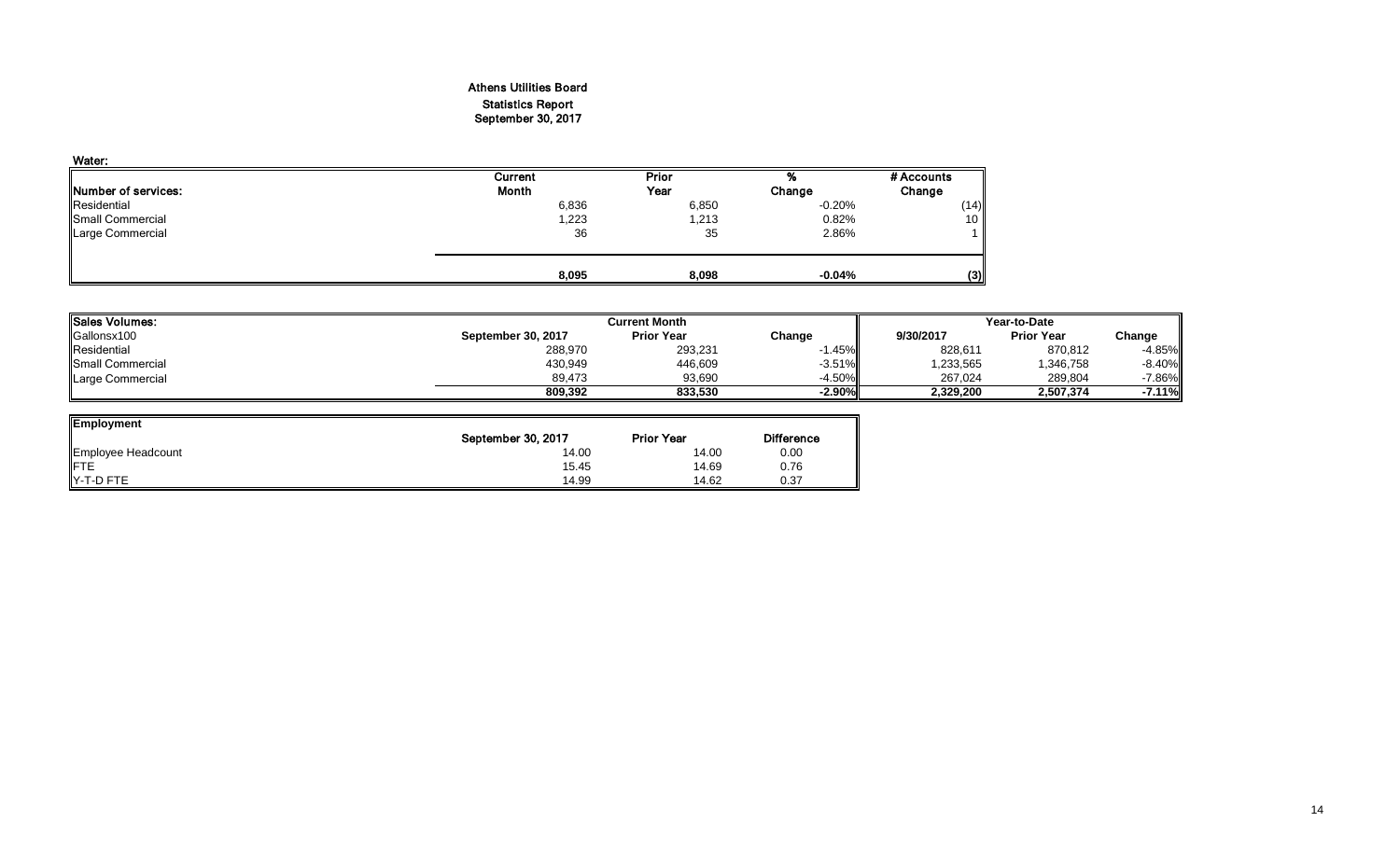# Athens Utilities Board

## Statistics Report

## September 30, 2017

**Water:**

| Number of services: | Current Month | Prior Year | % Change | # Accounts Change |
|---|---|---|---|---|
| Residential | 6,836 | 6,850 | -0.20% | (14) |
| Small Commercial | 1,223 | 1,213 | 0.82% | 10 |
| Large Commercial | 36 | 35 | 2.86% | 1 |
| | **8,095** | **8,098** | **-0.04%** | **(3)** |

| Sales Volumes: | Current Month | | | Year-to-Date | | |
|---|---|---|---|---|---|---|
| Gallonsx100 | September 30, 2017 | Prior Year | Change | 9/30/2017 | Prior Year | Change |
| Residential | 288,970 | 293,231 | -1.45% | 828,611 | 870,812 | -4.85% |
| Small Commercial | 430,949 | 446,609 | -3.51% | 1,233,565 | 1,346,758 | -8.40% |
| Large Commercial | 89,473 | 93,690 | -4.50% | 267,024 | 289,804 | -7.86% |
| | **809,392** | **833,530** | **-2.90%** | **2,329,200** | **2,507,374** | **-7.11%** |

| Employment | September 30, 2017 | Prior Year | Difference |
|---|---|---|---|
| Employee Headcount | 14.00 | 14.00 | 0.00 |
| FTE | 15.45 | 14.69 | 0.76 |
| Y-T-D FTE | 14.99 | 14.62 | 0.37 |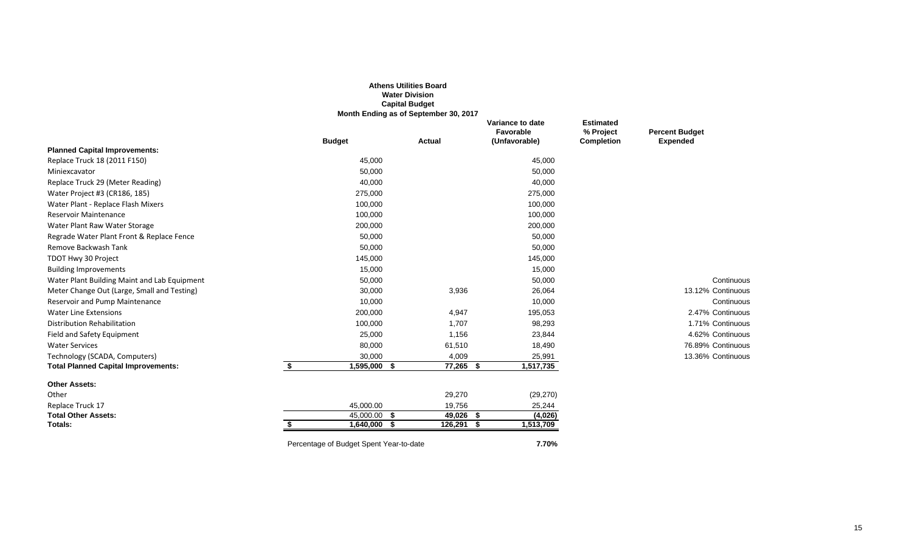**Athens Utilities Board**
**Water Division**
**Capital Budget**
**Month Ending as of September 30, 2017**

| | Budget | Actual | Variance to date Favorable (Unfavorable) | Estimated % Project Completion | Percent Budget Expended |
|---|---|---|---|---|---|
| **Planned Capital Improvements:** | | | | | |
| Replace Truck 18 (2011 F150) | 45,000 | | 45,000 | | |
| Miniexcavator | 50,000 | | 50,000 | | |
| Replace Truck 29 (Meter Reading) | 40,000 | | 40,000 | | |
| Water Project #3 (CR186, 185) | 275,000 | | 275,000 | | |
| Water Plant - Replace Flash Mixers | 100,000 | | 100,000 | | |
| Reservoir Maintenance | 100,000 | | 100,000 | | |
| Water Plant Raw Water Storage | 200,000 | | 200,000 | | |
| Regrade Water Plant Front & Replace Fence | 50,000 | | 50,000 | | |
| Remove Backwash Tank | 50,000 | | 50,000 | | |
| TDOT Hwy 30 Project | 145,000 | | 145,000 | | |
| Building Improvements | 15,000 | | 15,000 | | |
| Water Plant Building Maint and Lab Equipment | 50,000 | | 50,000 | | Continuous |
| Meter Change Out (Large, Small and Testing) | 30,000 | 3,936 | 26,064 | | 13.12% Continuous |
| Reservoir and Pump Maintenance | 10,000 | | 10,000 | | Continuous |
| Water Line Extensions | 200,000 | 4,947 | 195,053 | | 2.47% Continuous |
| Distribution Rehabilitation | 100,000 | 1,707 | 98,293 | | 1.71% Continuous |
| Field and Safety Equipment | 25,000 | 1,156 | 23,844 | | 4.62% Continuous |
| Water Services | 80,000 | 61,510 | 18,490 | | 76.89% Continuous |
| Technology (SCADA, Computers) | 30,000 | 4,009 | 25,991 | | 13.36% Continuous |
| **Total Planned Capital Improvements:** | **$ 1,595,000** | **$ 77,265** | **$ 1,517,735** | | |
| | | | | | |
| **Other Assets:** | | | | | |
| Other | | 29,270 | (29,270) | | |
| Replace Truck 17 | 45,000.00 | 19,756 | 25,244 | | |
| **Total Other Assets:** | 45,000.00 | **$ 49,026** | **$ (4,026)** | | |
| **Totals:** | **$ 1,640,000** | **$ 126,291** | **$ 1,513,709** | | |

Percentage of Budget Spent Year-to-date **7.70%**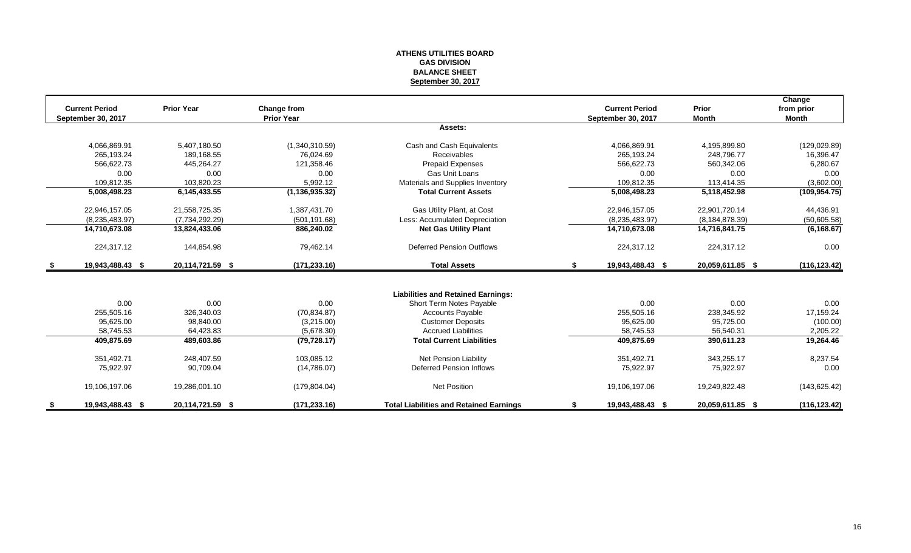**ATHENS UTILITIES BOARD**
**GAS DIVISION**
**BALANCE SHEET**
**September 30, 2017**

| Current Period September 30, 2017 | Prior Year | Change from Prior Year | | Current Period September 30, 2017 | Prior Month | Change from prior Month |
|---|---|---|---|---|---|---|
| | | | **Assets:** | | | |
| 4,066,869.91 | 5,407,180.50 | (1,340,310.59) | Cash and Cash Equivalents | 4,066,869.91 | 4,195,899.80 | (129,029.89) |
| 265,193.24 | 189,168.55 | 76,024.69 | Receivables | 265,193.24 | 248,796.77 | 16,396.47 |
| 566,622.73 | 445,264.27 | 121,358.46 | Prepaid Expenses | 566,622.73 | 560,342.06 | 6,280.67 |
| 0.00 | 0.00 | 0.00 | Gas Unit Loans | 0.00 | 0.00 | 0.00 |
| 109,812.35 | 103,820.23 | 5,992.12 | Materials and Supplies Inventory | 109,812.35 | 113,414.35 | (3,602.00) |
| **5,008,498.23** | **6,145,433.55** | **(1,136,935.32)** | **Total Current Assets** | **5,008,498.23** | **5,118,452.98** | **(109,954.75)** |
| 22,946,157.05 | 21,558,725.35 | 1,387,431.70 | Gas Utility Plant, at Cost | 22,946,157.05 | 22,901,720.14 | 44,436.91 |
| (8,235,483.97) | (7,734,292.29) | (501,191.68) | Less: Accumulated Depreciation | (8,235,483.97) | (8,184,878.39) | (50,605.58) |
| **14,710,673.08** | **13,824,433.06** | **886,240.02** | **Net Gas Utility Plant** | **14,710,673.08** | **14,716,841.75** | **(6,168.67)** |
| 224,317.12 | 144,854.98 | 79,462.14 | Deferred Pension Outflows | 224,317.12 | 224,317.12 | 0.00 |
| **$ 19,943,488.43** | **$ 20,114,721.59** | **$ (171,233.16)** | **Total Assets** | **$ 19,943,488.43** | **$ 20,059,611.85** | **$ (116,123.42)** |
| | | | **Liabilities and Retained Earnings:** | | | |
| 0.00 | 0.00 | 0.00 | Short Term Notes Payable | 0.00 | 0.00 | 0.00 |
| 255,505.16 | 326,340.03 | (70,834.87) | Accounts Payable | 255,505.16 | 238,345.92 | 17,159.24 |
| 95,625.00 | 98,840.00 | (3,215.00) | Customer Deposits | 95,625.00 | 95,725.00 | (100.00) |
| 58,745.53 | 64,423.83 | (5,678.30) | Accrued Liabilities | 58,745.53 | 56,540.31 | 2,205.22 |
| **409,875.69** | **489,603.86** | **(79,728.17)** | **Total Current Liabilities** | **409,875.69** | **390,611.23** | **19,264.46** |
| 351,492.71 | 248,407.59 | 103,085.12 | Net Pension Liability | 351,492.71 | 343,255.17 | 8,237.54 |
| 75,922.97 | 90,709.04 | (14,786.07) | Deferred Pension Inflows | 75,922.97 | 75,922.97 | 0.00 |
| 19,106,197.06 | 19,286,001.10 | (179,804.04) | Net Position | 19,106,197.06 | 19,249,822.48 | (143,625.42) |
| **$ 19,943,488.43** | **$ 20,114,721.59** | **$ (171,233.16)** | **Total Liabilities and Retained Earnings** | **$ 19,943,488.43** | **$ 20,059,611.85** | **$ (116,123.42)** |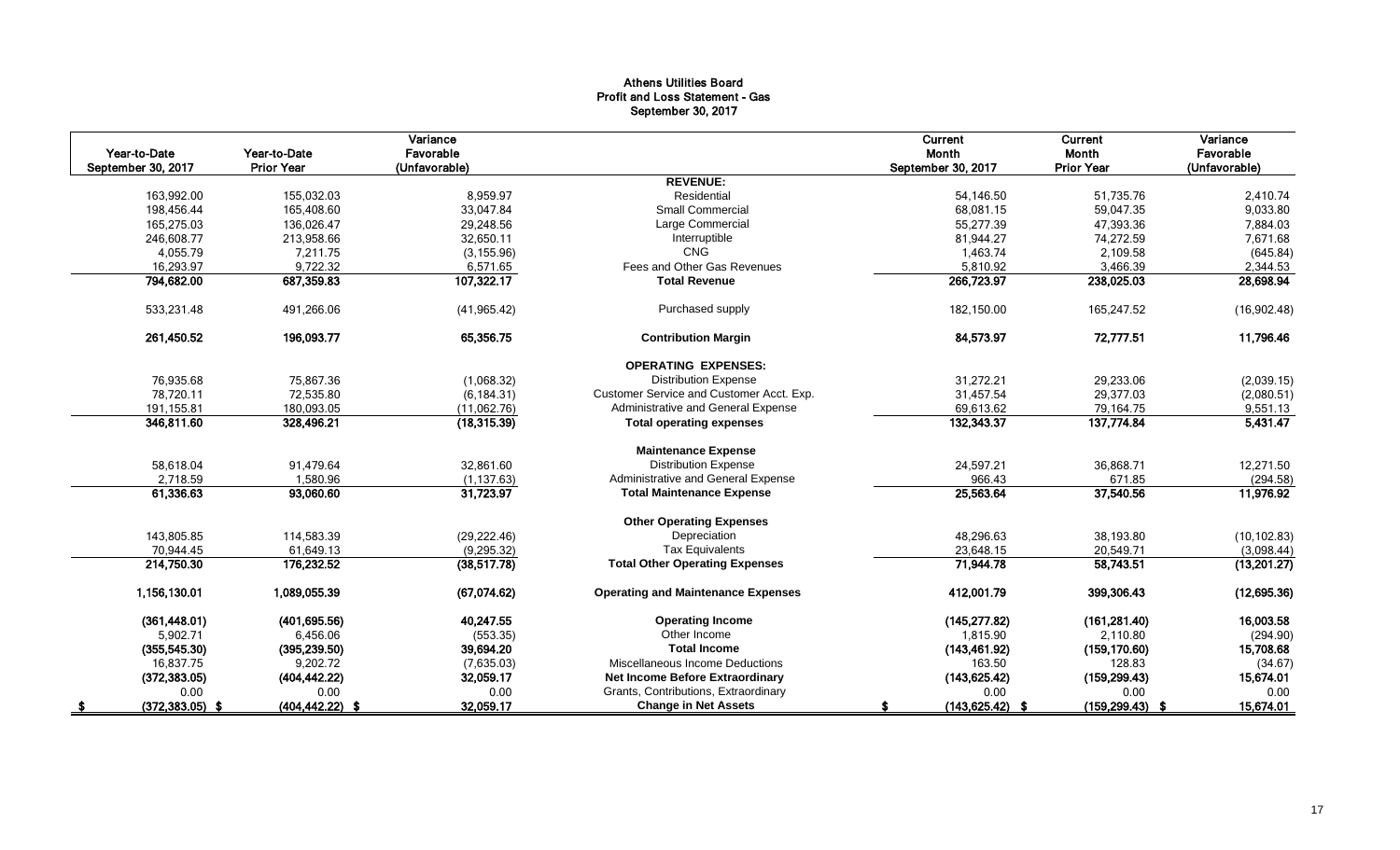# Athens Utilities Board
## Profit and Loss Statement - Gas
### September 30, 2017

| Year-to-Date September 30, 2017 | Year-to-Date Prior Year | Variance Favorable (Unfavorable) | | Current Month September 30, 2017 | Current Month Prior Year | Variance Favorable (Unfavorable) |
|---|---|---|---|---|---|---|
| | | | **REVENUE:** | | | |
| 163,992.00 | 155,032.03 | 8,959.97 | Residential | 54,146.50 | 51,735.76 | 2,410.74 |
| 198,456.44 | 165,408.60 | 33,047.84 | Small Commercial | 68,081.15 | 59,047.35 | 9,033.80 |
| 165,275.03 | 136,026.47 | 29,248.56 | Large Commercial | 55,277.39 | 47,393.36 | 7,884.03 |
| 246,608.77 | 213,958.66 | 32,650.11 | Interruptible | 81,944.27 | 74,272.59 | 7,671.68 |
| 4,055.79 | 7,211.75 | (3,155.96) | CNG | 1,463.74 | 2,109.58 | (645.84) |
| 16,293.97 | 9,722.32 | 6,571.65 | Fees and Other Gas Revenues | 5,810.92 | 3,466.39 | 2,344.53 |
| **794,682.00** | **687,359.83** | **107,322.17** | **Total Revenue** | **266,723.97** | **238,025.03** | **28,698.94** |
| 533,231.48 | 491,266.06 | (41,965.42) | Purchased supply | 182,150.00 | 165,247.52 | (16,902.48) |
| **261,450.52** | **196,093.77** | **65,356.75** | **Contribution Margin** | **84,573.97** | **72,777.51** | **11,796.46** |
| | | | **OPERATING EXPENSES:** | | | |
| 76,935.68 | 75,867.36 | (1,068.32) | Distribution Expense | 31,272.21 | 29,233.06 | (2,039.15) |
| 78,720.11 | 72,535.80 | (6,184.31) | Customer Service and Customer Acct. Exp. | 31,457.54 | 29,377.03 | (2,080.51) |
| 191,155.81 | 180,093.05 | (11,062.76) | Administrative and General Expense | 69,613.62 | 79,164.75 | 9,551.13 |
| **346,811.60** | **328,496.21** | **(18,315.39)** | **Total operating expenses** | **132,343.37** | **137,774.84** | **5,431.47** |
| | | | **Maintenance Expense** | | | |
| 58,618.04 | 91,479.64 | 32,861.60 | Distribution Expense | 24,597.21 | 36,868.71 | 12,271.50 |
| 2,718.59 | 1,580.96 | (1,137.63) | Administrative and General Expense | 966.43 | 671.85 | (294.58) |
| **61,336.63** | **93,060.60** | **31,723.97** | **Total Maintenance Expense** | **25,563.64** | **37,540.56** | **11,976.92** |
| | | | **Other Operating Expenses** | | | |
| 143,805.85 | 114,583.39 | (29,222.46) | Depreciation | 48,296.63 | 38,193.80 | (10,102.83) |
| 70,944.45 | 61,649.13 | (9,295.32) | Tax Equivalents | 23,648.15 | 20,549.71 | (3,098.44) |
| **214,750.30** | **176,232.52** | **(38,517.78)** | **Total Other Operating Expenses** | **71,944.78** | **58,743.51** | **(13,201.27)** |
| **1,156,130.01** | **1,089,055.39** | **(67,074.62)** | **Operating and Maintenance Expenses** | **412,001.79** | **399,306.43** | **(12,695.36)** |
| **(361,448.01)** | **(401,695.56)** | **40,247.55** | **Operating Income** | **(145,277.82)** | **(161,281.40)** | **16,003.58** |
| 5,902.71 | 6,456.06 | (553.35) | Other Income | 1,815.90 | 2,110.80 | (294.90) |
| **(355,545.30)** | **(395,239.50)** | **39,694.20** | **Total Income** | **(143,461.92)** | **(159,170.60)** | **15,708.68** |
| 16,837.75 | 9,202.72 | (7,635.03) | Miscellaneous Income Deductions | 163.50 | 128.83 | (34.67) |
| **(372,383.05)** | **(404,442.22)** | **32,059.17** | **Net Income Before Extraordinary** | **(143,625.42)** | **(159,299.43)** | **15,674.01** |
| 0.00 | 0.00 | 0.00 | Grants, Contributions, Extraordinary | 0.00 | 0.00 | 0.00 |
| $ (372,383.05) | $ (404,442.22) | $ 32,059.17 | **Change in Net Assets** | $ (143,625.42) | $ (159,299.43) | $ 15,674.01 |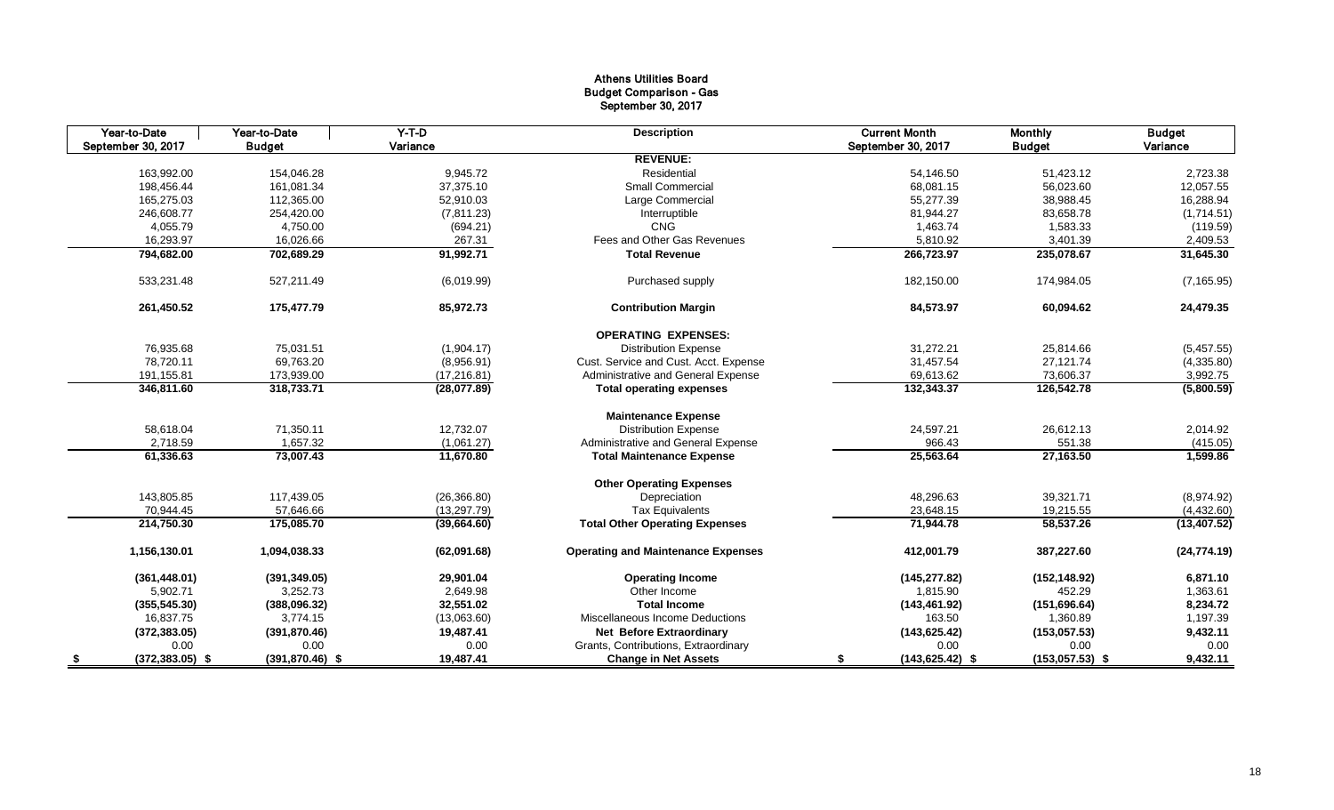# Athens Utilities Board
## Budget Comparison - Gas
### September 30, 2017

| Year-to-Date September 30, 2017 | Year-to-Date Budget | Y-T-D Variance | Description | Current Month September 30, 2017 | Monthly Budget | Budget Variance |
|---|---|---|---|---|---|---|
| | | | **REVENUE:** | | | |
| 163,992.00 | 154,046.28 | 9,945.72 | Residential | 54,146.50 | 51,423.12 | 2,723.38 |
| 198,456.44 | 161,081.34 | 37,375.10 | Small Commercial | 68,081.15 | 56,023.60 | 12,057.55 |
| 165,275.03 | 112,365.00 | 52,910.03 | Large Commercial | 55,277.39 | 38,988.45 | 16,288.94 |
| 246,608.77 | 254,420.00 | (7,811.23) | Interruptible | 81,944.27 | 83,658.78 | (1,714.51) |
| 4,055.79 | 4,750.00 | (694.21) | CNG | 1,463.74 | 1,583.33 | (119.59) |
| 16,293.97 | 16,026.66 | 267.31 | Fees and Other Gas Revenues | 5,810.92 | 3,401.39 | 2,409.53 |
| **794,682.00** | **702,689.29** | **91,992.71** | **Total Revenue** | **266,723.97** | **235,078.67** | **31,645.30** |
| 533,231.48 | 527,211.49 | (6,019.99) | Purchased supply | 182,150.00 | 174,984.05 | (7,165.95) |
| **261,450.52** | **175,477.79** | **85,972.73** | **Contribution Margin** | **84,573.97** | **60,094.62** | **24,479.35** |
| | | | **OPERATING EXPENSES:** | | | |
| 76,935.68 | 75,031.51 | (1,904.17) | Distribution Expense | 31,272.21 | 25,814.66 | (5,457.55) |
| 78,720.11 | 69,763.20 | (8,956.91) | Cust. Service and Cust. Acct. Expense | 31,457.54 | 27,121.74 | (4,335.80) |
| 191,155.81 | 173,939.00 | (17,216.81) | Administrative and General Expense | 69,613.62 | 73,606.37 | 3,992.75 |
| **346,811.60** | **318,733.71** | **(28,077.89)** | **Total operating expenses** | **132,343.37** | **126,542.78** | **(5,800.59)** |
| | | | **Maintenance Expense** | | | |
| 58,618.04 | 71,350.11 | 12,732.07 | Distribution Expense | 24,597.21 | 26,612.13 | 2,014.92 |
| 2,718.59 | 1,657.32 | (1,061.27) | Administrative and General Expense | 966.43 | 551.38 | (415.05) |
| **61,336.63** | **73,007.43** | **11,670.80** | **Total Maintenance Expense** | **25,563.64** | **27,163.50** | **1,599.86** |
| | | | **Other Operating Expenses** | | | |
| 143,805.85 | 117,439.05 | (26,366.80) | Depreciation | 48,296.63 | 39,321.71 | (8,974.92) |
| 70,944.45 | 57,646.66 | (13,297.79) | Tax Equivalents | 23,648.15 | 19,215.55 | (4,432.60) |
| **214,750.30** | **175,085.70** | **(39,664.60)** | **Total Other Operating Expenses** | **71,944.78** | **58,537.26** | **(13,407.52)** |
| **1,156,130.01** | **1,094,038.33** | **(62,091.68)** | **Operating and Maintenance Expenses** | **412,001.79** | **387,227.60** | **(24,774.19)** |
| **(361,448.01)** | **(391,349.05)** | **29,901.04** | **Operating Income** | **(145,277.82)** | **(152,148.92)** | **6,871.10** |
| 5,902.71 | 3,252.73 | 2,649.98 | Other Income | 1,815.90 | 452.29 | 1,363.61 |
| **(355,545.30)** | **(388,096.32)** | **32,551.02** | **Total Income** | **(143,461.92)** | **(151,696.64)** | **8,234.72** |
| 16,837.75 | 3,774.15 | (13,063.60) | Miscellaneous Income Deductions | 163.50 | 1,360.89 | 1,197.39 |
| **(372,383.05)** | **(391,870.46)** | **19,487.41** | **Net Before Extraordinary** | **(143,625.42)** | **(153,057.53)** | **9,432.11** |
| 0.00 | 0.00 | 0.00 | Grants, Contributions, Extraordinary | 0.00 | 0.00 | 0.00 |
| **$ (372,383.05)** | **$ (391,870.46)** | **$ 19,487.41** | **Change in Net Assets** | **$ (143,625.42)** | **$ (153,057.53)** | **$ 9,432.11** |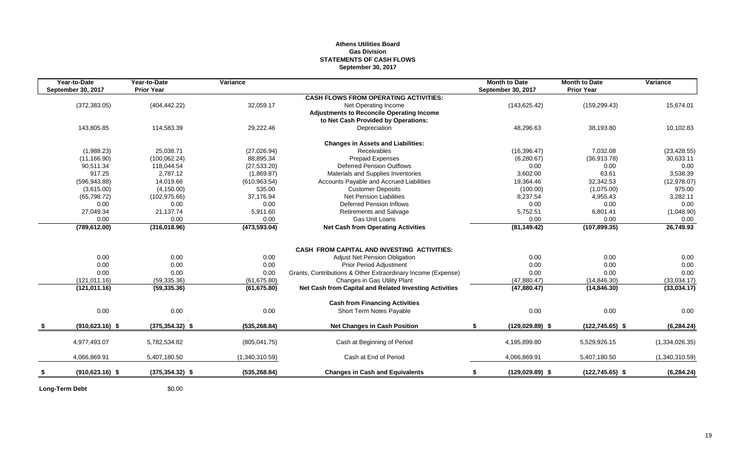# Athens Utilities Board
## Gas Division
## STATEMENTS OF CASH FLOWS
### September 30, 2017

| Year-to-Date September 30, 2017 | Year-to-Date Prior Year | Variance | | Month to Date September 30, 2017 | Month to Date Prior Year | Variance |
|---|---|---|---|---|---|---|
| | | | **CASH FLOWS FROM OPERATING ACTIVITIES:** | | | |
| (372,383.05) | (404,442.22) | 32,059.17 | Net Operating Income | (143,625.42) | (159,299.43) | 15,674.01 |
| | | | **Adjustments to Reconcile Operating Income** | | | |
| | | | **to Net Cash Provided by Operations:** | | | |
| 143,805.85 | 114,583.39 | 29,222.46 | Depreciation | 48,296.63 | 38,193.80 | 10,102.83 |
| | | | **Changes in Assets and Liabilities:** | | | |
| (1,988.23) | 25,038.71 | (27,026.94) | Receivables | (16,396.47) | 7,032.08 | (23,428.55) |
| (11,166.90) | (100,062.24) | 88,895.34 | Prepaid Expenses | (6,280.67) | (36,913.78) | 30,633.11 |
| 90,511.34 | 118,044.54 | (27,533.20) | Deferred Pension Outflows | 0.00 | 0.00 | 0.00 |
| 917.25 | 2,787.12 | (1,869.87) | Materials and Supplies Inventories | 3,602.00 | 63.61 | 3,538.39 |
| (596,943.88) | 14,019.66 | (610,963.54) | Accounts Payable and Accrued Liabilities | 19,364.46 | 32,342.53 | (12,978.07) |
| (3,615.00) | (4,150.00) | 535.00 | Customer Deposits | (100.00) | (1,075.00) | 975.00 |
| (65,798.72) | (102,975.66) | 37,176.94 | Net Pension Liabilities | 8,237.54 | 4,955.43 | 3,282.11 |
| 0.00 | 0.00 | 0.00 | Deferred Pension Inflows | 0.00 | 0.00 | 0.00 |
| 27,049.34 | 21,137.74 | 5,911.60 | Retirements and Salvage | 5,752.51 | 6,801.41 | (1,048.90) |
| 0.00 | 0.00 | 0.00 | Gas Unit Loans | 0.00 | 0.00 | 0.00 |
| **(789,612.00)** | **(316,018.96)** | **(473,593.04)** | **Net Cash from Operating Activities** | **(81,149.42)** | **(107,899.35)** | **26,749.93** |
| | | | **CASH FROM CAPITAL AND INVESTING ACTIVITIES:** | | | |
| 0.00 | 0.00 | 0.00 | Adjust Net Pension Obligation | 0.00 | 0.00 | 0.00 |
| 0.00 | 0.00 | 0.00 | Prior Period Adjustment | 0.00 | 0.00 | 0.00 |
| 0.00 | 0.00 | 0.00 | Grants, Contributions & Other Extraordinary Income (Expense) | 0.00 | 0.00 | 0.00 |
| (121,011.16) | (59,335.36) | (61,675.80) | Changes in Gas Utility Plant | (47,880.47) | (14,846.30) | (33,034.17) |
| **(121,011.16)** | **(59,335.36)** | **(61,675.80)** | **Net Cash from Capital and Related Investing Activities** | **(47,880.47)** | **(14,846.30)** | **(33,034.17)** |
| | | | **Cash from Financing Activities** | | | |
| 0.00 | 0.00 | 0.00 | Short Term Notes Payable | 0.00 | 0.00 | 0.00 |
| **$ (910,623.16)** | **$ (375,354.32)** | **$ (535,268.84)** | **Net Changes in Cash Position** | **$ (129,029.89)** | **$ (122,745.65)** | **$ (6,284.24)** |
| 4,977,493.07 | 5,782,534.82 | (805,041.75) | Cash at Beginning of Period | 4,195,899.80 | 5,529,926.15 | (1,334,026.35) |
| 4,066,869.91 | 5,407,180.50 | (1,340,310.59) | Cash at End of Period | 4,066,869.91 | 5,407,180.50 | (1,340,310.59) |
| **$ (910,623.16)** | **$ (375,354.32)** | **$ (535,268.84)** | **Changes in Cash and Equivalents** | **$ (129,029.89)** | **$ (122,745.65)** | **$ (6,284.24)** |

**Long-Term Debt** $0.00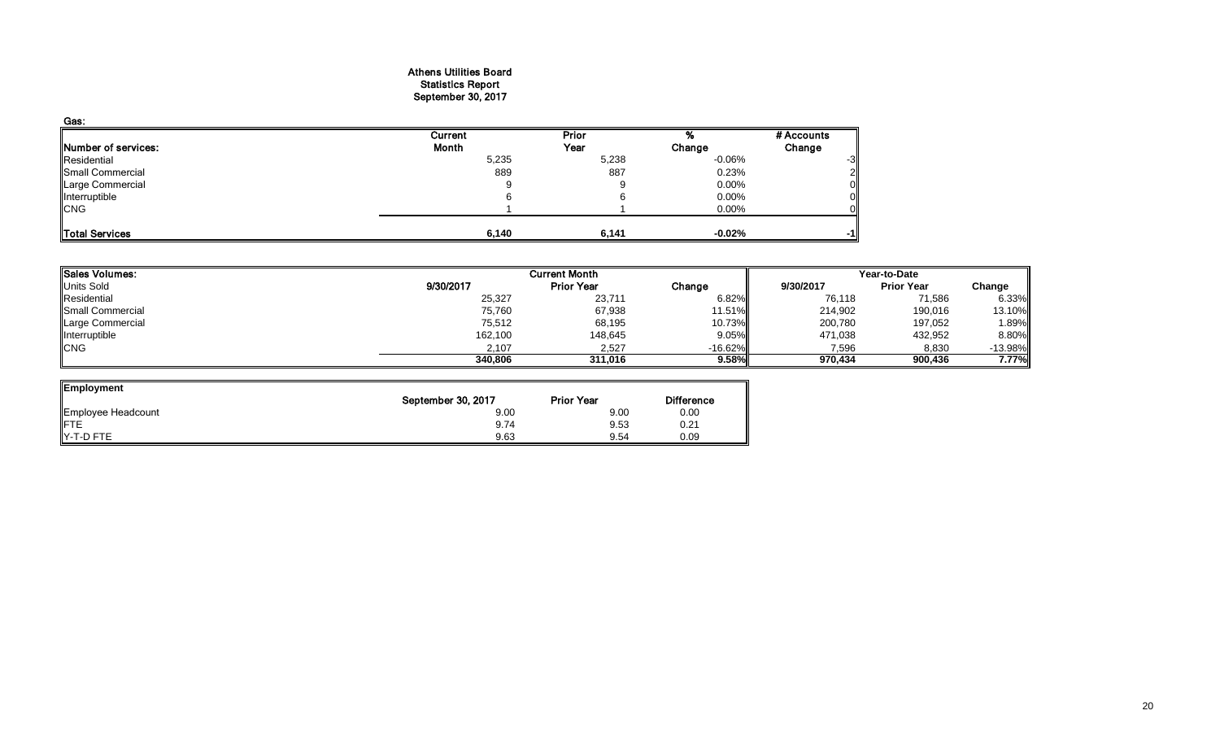# Athens Utilities Board
## Statistics Report
## September 30, 2017

**Gas:**

| Number of services: | Current Month | Prior Year | % Change | # Accounts Change |
|---|---|---|---|---|
| Residential | 5,235 | 5,238 | -0.06% | -3 |
| Small Commercial | 889 | 887 | 0.23% | 2 |
| Large Commercial | 9 | 9 | 0.00% | 0 |
| Interruptible | 6 | 6 | 0.00% | 0 |
| CNG | 1 | 1 | 0.00% | 0 |
| **Total Services** | **6,140** | **6,141** | **-0.02%** | **-1** |

| Sales Volumes: | Current Month | | | Year-to-Date | | |
|---|---|---|---|---|---|---|
| Units Sold | 9/30/2017 | Prior Year | Change | 9/30/2017 | Prior Year | Change |
| Residential | 25,327 | 23,711 | 6.82% | 76,118 | 71,586 | 6.33% |
| Small Commercial | 75,760 | 67,938 | 11.51% | 214,902 | 190,016 | 13.10% |
| Large Commercial | 75,512 | 68,195 | 10.73% | 200,780 | 197,052 | 1.89% |
| Interruptible | 162,100 | 148,645 | 9.05% | 471,038 | 432,952 | 8.80% |
| CNG | 2,107 | 2,527 | -16.62% | 7,596 | 8,830 | -13.98% |
| | **340,806** | **311,016** | **9.58%** | **970,434** | **900,436** | **7.77%** |

| Employment | September 30, 2017 | Prior Year | Difference |
|---|---|---|---|
| Employee Headcount | 9.00 | 9.00 | 0.00 |
| FTE | 9.74 | 9.53 | 0.21 |
| Y-T-D FTE | 9.63 | 9.54 | 0.09 |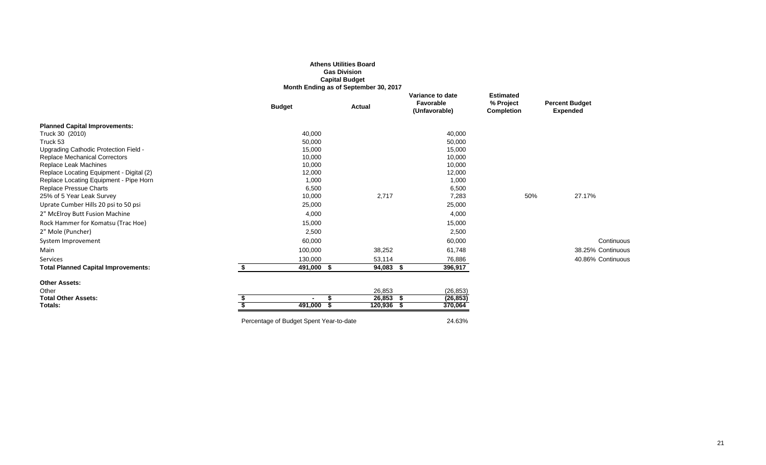**Athens Utilities Board**
**Gas Division**
**Capital Budget**
**Month Ending as of September 30, 2017**

| | Budget | Actual | Variance to date Favorable (Unfavorable) | Estimated % Project Completion | Percent Budget Expended |
|---|---|---|---|---|---|
| **Planned Capital Improvements:** | | | | | |
| Truck 30 (2010) | 40,000 | | 40,000 | | |
| Truck 53 | 50,000 | | 50,000 | | |
| Upgrading Cathodic Protection Field - | 15,000 | | 15,000 | | |
| Replace Mechanical Correctors | 10,000 | | 10,000 | | |
| Replace Leak Machines | 10,000 | | 10,000 | | |
| Replace Locating Equipment - Digital (2) | 12,000 | | 12,000 | | |
| Replace Locating Equipment - Pipe Horn | 1,000 | | 1,000 | | |
| Replace Pressue Charts | 6,500 | | 6,500 | | |
| 25% of 5 Year Leak Survey | 10,000 | 2,717 | 7,283 | 50% | 27.17% |
| Uprate Cumber Hills 20 psi to 50 psi | 25,000 | | 25,000 | | |
| 2" McElroy Butt Fusion Machine | 4,000 | | 4,000 | | |
| Rock Hammer for Komatsu (Trac Hoe) | 15,000 | | 15,000 | | |
| 2" Mole (Puncher) | 2,500 | | 2,500 | | |
| System Improvement | 60,000 | | 60,000 | | Continuous |
| Main | 100,000 | 38,252 | 61,748 | | 38.25% Continuous |
| Services | 130,000 | 53,114 | 76,886 | | 40.86% Continuous |
| **Total Planned Capital Improvements:** | **$ 491,000** | **$ 94,083** | **$ 396,917** | | |
| **Other Assets:** | | | | | |
| Other | | 26,853 | (26,853) | | |
| **Total Other Assets:** | **$ -** | **$ 26,853** | **$ (26,853)** | | |
| **Totals:** | **$ 491,000** | **$ 120,936** | **$ 370,064** | | |

Percentage of Budget Spent Year-to-date 24.63%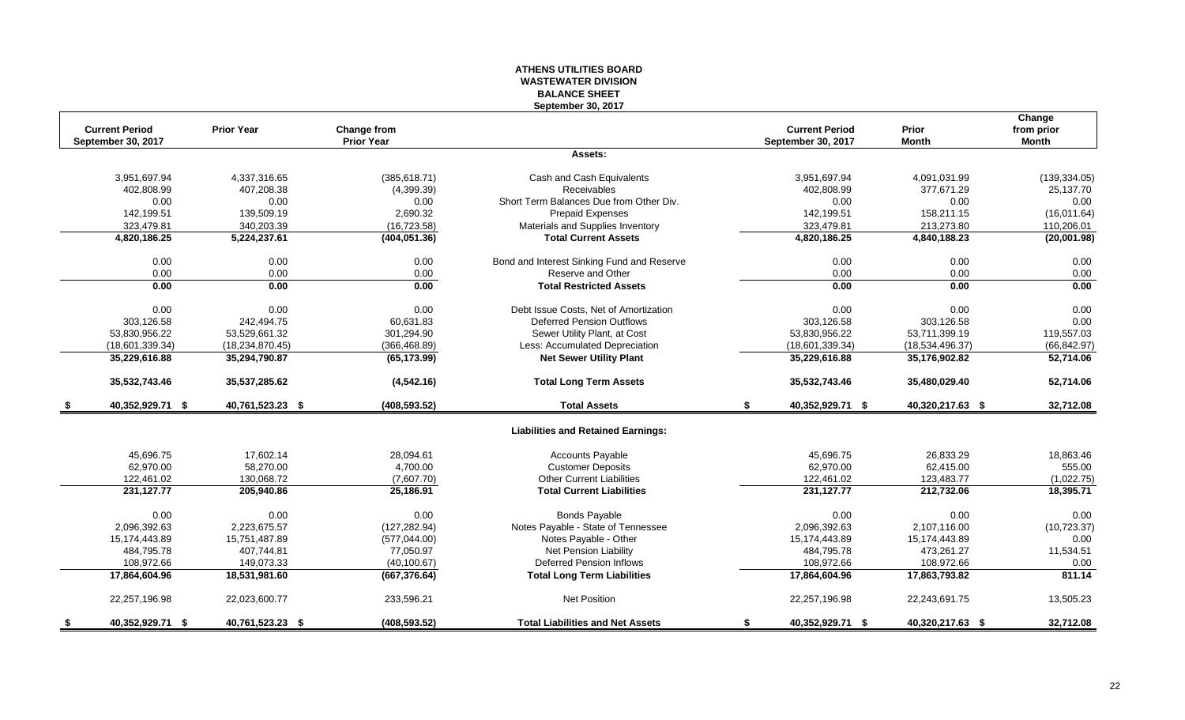# ATHENS UTILITIES BOARD
## WASTEWATER DIVISION
## BALANCE SHEET
### September 30, 2017

| Current Period September 30, 2017 | Prior Year | Change from Prior Year | | Current Period September 30, 2017 | Prior Month | Change from prior Month |
|---|---|---|---|---|---|---|
| | | | **Assets:** | | | |
| 3,951,697.94 | 4,337,316.65 | (385,618.71) | Cash and Cash Equivalents | 3,951,697.94 | 4,091,031.99 | (139,334.05) |
| 402,808.99 | 407,208.38 | (4,399.39) | Receivables | 402,808.99 | 377,671.29 | 25,137.70 |
| 0.00 | 0.00 | 0.00 | Short Term Balances Due from Other Div. | 0.00 | 0.00 | 0.00 |
| 142,199.51 | 139,509.19 | 2,690.32 | Prepaid Expenses | 142,199.51 | 158,211.15 | (16,011.64) |
| 323,479.81 | 340,203.39 | (16,723.58) | Materials and Supplies Inventory | 323,479.81 | 213,273.80 | 110,206.01 |
| **4,820,186.25** | **5,224,237.61** | **(404,051.36)** | **Total Current Assets** | **4,820,186.25** | **4,840,188.23** | **(20,001.98)** |
| 0.00 | 0.00 | 0.00 | Bond and Interest Sinking Fund and Reserve | 0.00 | 0.00 | 0.00 |
| 0.00 | 0.00 | 0.00 | Reserve and Other | 0.00 | 0.00 | 0.00 |
| **0.00** | **0.00** | **0.00** | **Total Restricted Assets** | **0.00** | **0.00** | **0.00** |
| 0.00 | 0.00 | 0.00 | Debt Issue Costs, Net of Amortization | 0.00 | 0.00 | 0.00 |
| 303,126.58 | 242,494.75 | 60,631.83 | Deferred Pension Outflows | 303,126.58 | 303,126.58 | 0.00 |
| 53,830,956.22 | 53,529,661.32 | 301,294.90 | Sewer Utility Plant, at Cost | 53,830,956.22 | 53,711,399.19 | 119,557.03 |
| (18,601,339.34) | (18,234,870.45) | (366,468.89) | Less: Accumulated Depreciation | (18,601,339.34) | (18,534,496.37) | (66,842.97) |
| **35,229,616.88** | **35,294,790.87** | **(65,173.99)** | **Net Sewer Utility Plant** | **35,229,616.88** | **35,176,902.82** | **52,714.06** |
| **35,532,743.46** | **35,537,285.62** | **(4,542.16)** | **Total Long Term Assets** | **35,532,743.46** | **35,480,029.40** | **52,714.06** |
| **$ 40,352,929.71** | **$ 40,761,523.23** | **$ (408,593.52)** | **Total Assets** | **$ 40,352,929.71** | **$ 40,320,217.63** | **$ 32,712.08** |
| | | | **Liabilities and Retained Earnings:** | | | |
| 45,696.75 | 17,602.14 | 28,094.61 | Accounts Payable | 45,696.75 | 26,833.29 | 18,863.46 |
| 62,970.00 | 58,270.00 | 4,700.00 | Customer Deposits | 62,970.00 | 62,415.00 | 555.00 |
| 122,461.02 | 130,068.72 | (7,607.70) | Other Current Liabilities | 122,461.02 | 123,483.77 | (1,022.75) |
| **231,127.77** | **205,940.86** | **25,186.91** | **Total Current Liabilities** | **231,127.77** | **212,732.06** | **18,395.71** |
| 0.00 | 0.00 | 0.00 | Bonds Payable | 0.00 | 0.00 | 0.00 |
| 2,096,392.63 | 2,223,675.57 | (127,282.94) | Notes Payable - State of Tennessee | 2,096,392.63 | 2,107,116.00 | (10,723.37) |
| 15,174,443.89 | 15,751,487.89 | (577,044.00) | Notes Payable - Other | 15,174,443.89 | 15,174,443.89 | 0.00 |
| 484,795.78 | 407,744.81 | 77,050.97 | Net Pension Liability | 484,795.78 | 473,261.27 | 11,534.51 |
| 108,972.66 | 149,073.33 | (40,100.67) | Deferred Pension Inflows | 108,972.66 | 108,972.66 | 0.00 |
| **17,864,604.96** | **18,531,981.60** | **(667,376.64)** | **Total Long Term Liabilities** | **17,864,604.96** | **17,863,793.82** | **811.14** |
| 22,257,196.98 | 22,023,600.77 | 233,596.21 | Net Position | 22,257,196.98 | 22,243,691.75 | 13,505.23 |
| **$ 40,352,929.71** | **$ 40,761,523.23** | **$ (408,593.52)** | **Total Liabilities and Net Assets** | **$ 40,352,929.71** | **$ 40,320,217.63** | **$ 32,712.08** |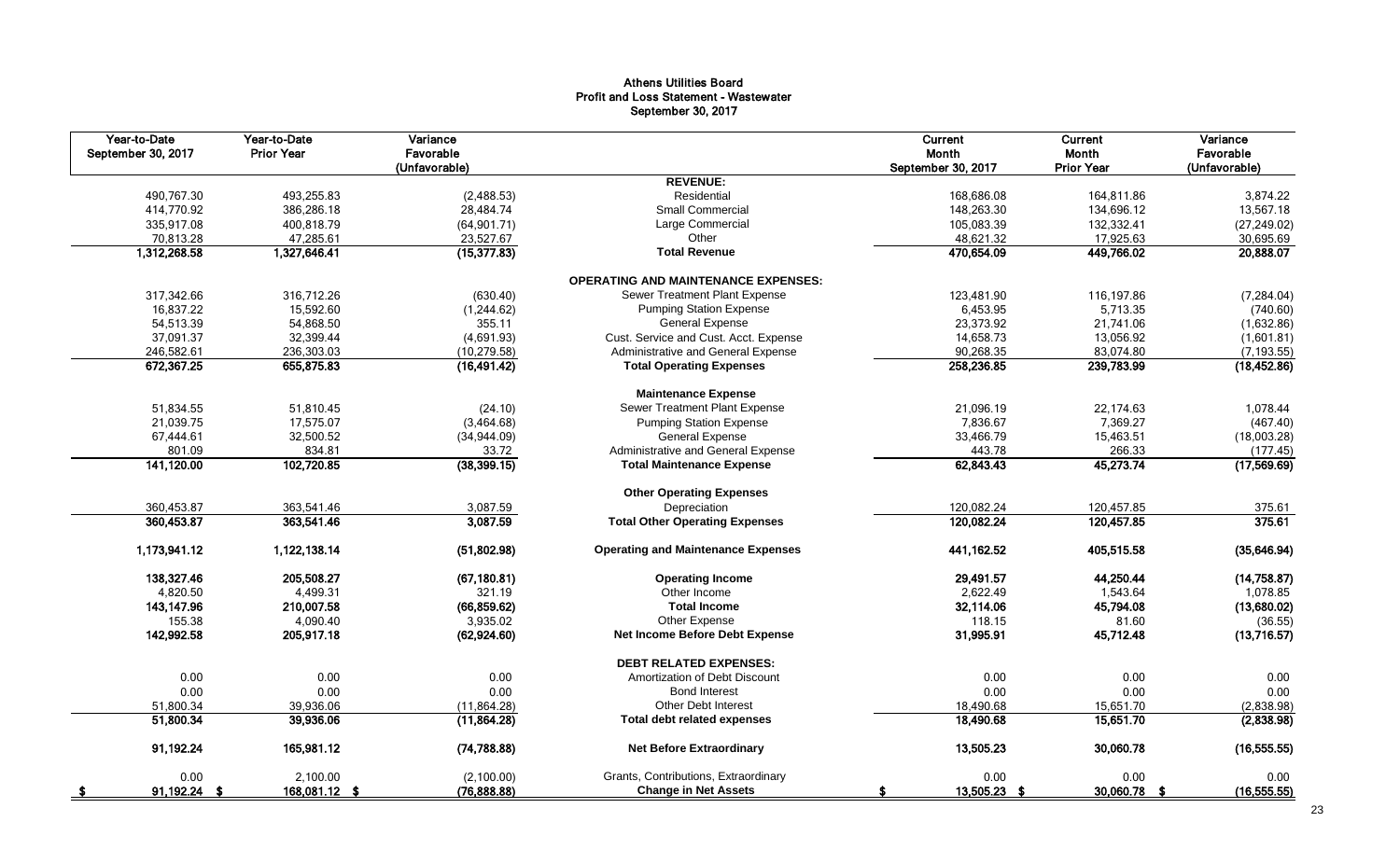# Athens Utilities Board
## Profit and Loss Statement - Wastewater
### September 30, 2017

| Year-to-Date September 30, 2017 | Year-to-Date Prior Year | Variance Favorable (Unfavorable) | | Current Month September 30, 2017 | Current Month Prior Year | Variance Favorable (Unfavorable) |
|---|---|---|---|---|---|---|
| | | | **REVENUE:** | | | |
| 490,767.30 | 493,255.83 | (2,488.53) | Residential | 168,686.08 | 164,811.86 | 3,874.22 |
| 414,770.92 | 386,286.18 | 28,484.74 | Small Commercial | 148,263.30 | 134,696.12 | 13,567.18 |
| 335,917.08 | 400,818.79 | (64,901.71) | Large Commercial | 105,083.39 | 132,332.41 | (27,249.02) |
| 70,813.28 | 47,285.61 | 23,527.67 | Other | 48,621.32 | 17,925.63 | 30,695.69 |
| **1,312,268.58** | **1,327,646.41** | **(15,377.83)** | **Total Revenue** | **470,654.09** | **449,766.02** | **20,888.07** |
| | | | **OPERATING AND MAINTENANCE EXPENSES:** | | | |
| 317,342.66 | 316,712.26 | (630.40) | Sewer Treatment Plant Expense | 123,481.90 | 116,197.86 | (7,284.04) |
| 16,837.22 | 15,592.60 | (1,244.62) | Pumping Station Expense | 6,453.95 | 5,713.35 | (740.60) |
| 54,513.39 | 54,868.50 | 355.11 | General Expense | 23,373.92 | 21,741.06 | (1,632.86) |
| 37,091.37 | 32,399.44 | (4,691.93) | Cust. Service and Cust. Acct. Expense | 14,658.73 | 13,056.92 | (1,601.81) |
| 246,582.61 | 236,303.03 | (10,279.58) | Administrative and General Expense | 90,268.35 | 83,074.80 | (7,193.55) |
| **672,367.25** | **655,875.83** | **(16,491.42)** | **Total Operating Expenses** | **258,236.85** | **239,783.99** | **(18,452.86)** |
| | | | **Maintenance Expense** | | | |
| 51,834.55 | 51,810.45 | (24.10) | Sewer Treatment Plant Expense | 21,096.19 | 22,174.63 | 1,078.44 |
| 21,039.75 | 17,575.07 | (3,464.68) | Pumping Station Expense | 7,836.67 | 7,369.27 | (467.40) |
| 67,444.61 | 32,500.52 | (34,944.09) | General Expense | 33,466.79 | 15,463.51 | (18,003.28) |
| 801.09 | 834.81 | 33.72 | Administrative and General Expense | 443.78 | 266.33 | (177.45) |
| **141,120.00** | **102,720.85** | **(38,399.15)** | **Total Maintenance Expense** | **62,843.43** | **45,273.74** | **(17,569.69)** |
| | | | **Other Operating Expenses** | | | |
| 360,453.87 | 363,541.46 | 3,087.59 | Depreciation | 120,082.24 | 120,457.85 | 375.61 |
| **360,453.87** | **363,541.46** | **3,087.59** | **Total Other Operating Expenses** | **120,082.24** | **120,457.85** | **375.61** |
| **1,173,941.12** | **1,122,138.14** | **(51,802.98)** | **Operating and Maintenance Expenses** | **441,162.52** | **405,515.58** | **(35,646.94)** |
| **138,327.46** | **205,508.27** | **(67,180.81)** | **Operating Income** | **29,491.57** | **44,250.44** | **(14,758.87)** |
| 4,820.50 | 4,499.31 | 321.19 | Other Income | 2,622.49 | 1,543.64 | 1,078.85 |
| **143,147.96** | **210,007.58** | **(66,859.62)** | **Total Income** | **32,114.06** | **45,794.08** | **(13,680.02)** |
| 155.38 | 4,090.40 | 3,935.02 | Other Expense | 118.15 | 81.60 | (36.55) |
| **142,992.58** | **205,917.18** | **(62,924.60)** | **Net Income Before Debt Expense** | **31,995.91** | **45,712.48** | **(13,716.57)** |
| | | | **DEBT RELATED EXPENSES:** | | | |
| 0.00 | 0.00 | 0.00 | Amortization of Debt Discount | 0.00 | 0.00 | 0.00 |
| 0.00 | 0.00 | 0.00 | Bond Interest | 0.00 | 0.00 | 0.00 |
| 51,800.34 | 39,936.06 | (11,864.28) | Other Debt Interest | 18,490.68 | 15,651.70 | (2,838.98) |
| **51,800.34** | **39,936.06** | **(11,864.28)** | **Total debt related expenses** | **18,490.68** | **15,651.70** | **(2,838.98)** |
| **91,192.24** | **165,981.12** | **(74,788.88)** | **Net Before Extraordinary** | **13,505.23** | **30,060.78** | **(16,555.55)** |
| 0.00 | 2,100.00 | (2,100.00) | Grants, Contributions, Extraordinary | 0.00 | 0.00 | 0.00 |
| **$ 91,192.24** | **$ 168,081.12** | **$ (76,888.88)** | **Change in Net Assets** | **$ 13,505.23** | **$ 30,060.78** | **$ (16,555.55)** |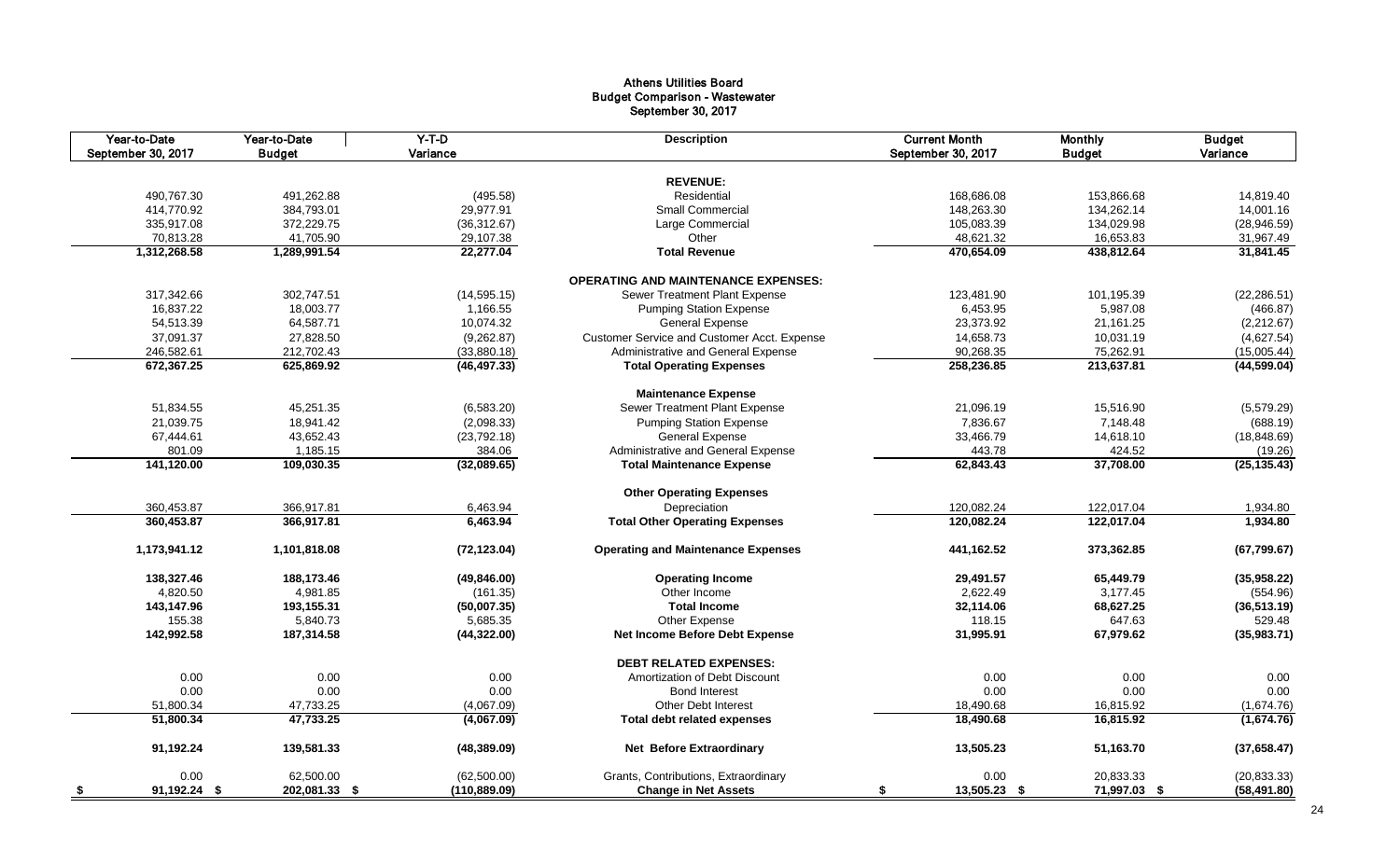# Athens Utilities Board
## Budget Comparison - Wastewater
### September 30, 2017

| Year-to-Date September 30, 2017 | Year-to-Date Budget | Y-T-D Variance | Description | Current Month September 30, 2017 | Monthly Budget | Budget Variance |
|---|---|---|---|---|---|---|
| | | | **REVENUE:** | | | |
| 490,767.30 | 491,262.88 | (495.58) | Residential | 168,686.08 | 153,866.68 | 14,819.40 |
| 414,770.92 | 384,793.01 | 29,977.91 | Small Commercial | 148,263.30 | 134,262.14 | 14,001.16 |
| 335,917.08 | 372,229.75 | (36,312.67) | Large Commercial | 105,083.39 | 134,029.98 | (28,946.59) |
| 70,813.28 | 41,705.90 | 29,107.38 | Other | 48,621.32 | 16,653.83 | 31,967.49 |
| **1,312,268.58** | **1,289,991.54** | **22,277.04** | **Total Revenue** | **470,654.09** | **438,812.64** | **31,841.45** |
| | | | **OPERATING AND MAINTENANCE EXPENSES:** | | | |
| 317,342.66 | 302,747.51 | (14,595.15) | Sewer Treatment Plant Expense | 123,481.90 | 101,195.39 | (22,286.51) |
| 16,837.22 | 18,003.77 | 1,166.55 | Pumping Station Expense | 6,453.95 | 5,987.08 | (466.87) |
| 54,513.39 | 64,587.71 | 10,074.32 | General Expense | 23,373.92 | 21,161.25 | (2,212.67) |
| 37,091.37 | 27,828.50 | (9,262.87) | Customer Service and Customer Acct. Expense | 14,658.73 | 10,031.19 | (4,627.54) |
| 246,582.61 | 212,702.43 | (33,880.18) | Administrative and General Expense | 90,268.35 | 75,262.91 | (15,005.44) |
| **672,367.25** | **625,869.92** | **(46,497.33)** | **Total Operating Expenses** | **258,236.85** | **213,637.81** | **(44,599.04)** |
| | | | **Maintenance Expense** | | | |
| 51,834.55 | 45,251.35 | (6,583.20) | Sewer Treatment Plant Expense | 21,096.19 | 15,516.90 | (5,579.29) |
| 21,039.75 | 18,941.42 | (2,098.33) | Pumping Station Expense | 7,836.67 | 7,148.48 | (688.19) |
| 67,444.61 | 43,652.43 | (23,792.18) | General Expense | 33,466.79 | 14,618.10 | (18,848.69) |
| 801.09 | 1,185.15 | 384.06 | Administrative and General Expense | 443.78 | 424.52 | (19.26) |
| **141,120.00** | **109,030.35** | **(32,089.65)** | **Total Maintenance Expense** | **62,843.43** | **37,708.00** | **(25,135.43)** |
| | | | **Other Operating Expenses** | | | |
| 360,453.87 | 366,917.81 | 6,463.94 | Depreciation | 120,082.24 | 122,017.04 | 1,934.80 |
| **360,453.87** | **366,917.81** | **6,463.94** | **Total Other Operating Expenses** | **120,082.24** | **122,017.04** | **1,934.80** |
| **1,173,941.12** | **1,101,818.08** | **(72,123.04)** | **Operating and Maintenance Expenses** | **441,162.52** | **373,362.85** | **(67,799.67)** |
| **138,327.46** | **188,173.46** | **(49,846.00)** | **Operating Income** | **29,491.57** | **65,449.79** | **(35,958.22)** |
| 4,820.50 | 4,981.85 | (161.35) | Other Income | 2,622.49 | 3,177.45 | (554.96) |
| **143,147.96** | **193,155.31** | **(50,007.35)** | **Total Income** | **32,114.06** | **68,627.25** | **(36,513.19)** |
| 155.38 | 5,840.73 | 5,685.35 | Other Expense | 118.15 | 647.63 | 529.48 |
| **142,992.58** | **187,314.58** | **(44,322.00)** | **Net Income Before Debt Expense** | **31,995.91** | **67,979.62** | **(35,983.71)** |
| | | | **DEBT RELATED EXPENSES:** | | | |
| 0.00 | 0.00 | 0.00 | Amortization of Debt Discount | 0.00 | 0.00 | 0.00 |
| 0.00 | 0.00 | 0.00 | Bond Interest | 0.00 | 0.00 | 0.00 |
| 51,800.34 | 47,733.25 | (4,067.09) | Other Debt Interest | 18,490.68 | 16,815.92 | (1,674.76) |
| **51,800.34** | **47,733.25** | **(4,067.09)** | **Total debt related expenses** | **18,490.68** | **16,815.92** | **(1,674.76)** |
| **91,192.24** | **139,581.33** | **(48,389.09)** | **Net Before Extraordinary** | **13,505.23** | **51,163.70** | **(37,658.47)** |
| 0.00 | 62,500.00 | (62,500.00) | Grants, Contributions, Extraordinary | 0.00 | 20,833.33 | (20,833.33) |
| **$ 91,192.24** | **$ 202,081.33** | **$ (110,889.09)** | **Change in Net Assets** | **$ 13,505.23** | **$ 71,997.03** | **$ (58,491.80)** |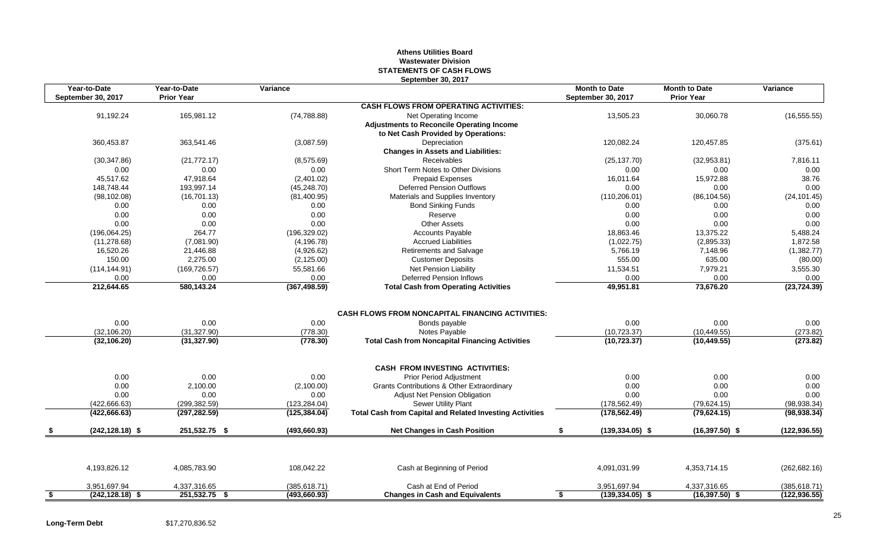# Athens Utilities Board
## Wastewater Division
## STATEMENTS OF CASH FLOWS
### September 30, 2017

| Year-to-Date September 30, 2017 | Year-to-Date Prior Year | Variance | | Month to Date September 30, 2017 | Month to Date Prior Year | Variance |
|---|---|---|---|---|---|---|
| | | | **CASH FLOWS FROM OPERATING ACTIVITIES:** | | | |
| 91,192.24 | 165,981.12 | (74,788.88) | Net Operating Income | 13,505.23 | 30,060.78 | (16,555.55) |
| | | | **Adjustments to Reconcile Operating Income** | | | |
| | | | **to Net Cash Provided by Operations:** | | | |
| 360,453.87 | 363,541.46 | (3,087.59) | Depreciation | 120,082.24 | 120,457.85 | (375.61) |
| | | | **Changes in Assets and Liabilities:** | | | |
| (30,347.86) | (21,772.17) | (8,575.69) | Receivables | (25,137.70) | (32,953.81) | 7,816.11 |
| 0.00 | 0.00 | 0.00 | Short Term Notes to Other Divisions | 0.00 | 0.00 | 0.00 |
| 45,517.62 | 47,918.64 | (2,401.02) | Prepaid Expenses | 16,011.64 | 15,972.88 | 38.76 |
| 148,748.44 | 193,997.14 | (45,248.70) | Deferred Pension Outflows | 0.00 | 0.00 | 0.00 |
| (98,102.08) | (16,701.13) | (81,400.95) | Materials and Supplies Inventory | (110,206.01) | (86,104.56) | (24,101.45) |
| 0.00 | 0.00 | 0.00 | Bond Sinking Funds | 0.00 | 0.00 | 0.00 |
| 0.00 | 0.00 | 0.00 | Reserve | 0.00 | 0.00 | 0.00 |
| 0.00 | 0.00 | 0.00 | Other Assets | 0.00 | 0.00 | 0.00 |
| (196,064.25) | 264.77 | (196,329.02) | Accounts Payable | 18,863.46 | 13,375.22 | 5,488.24 |
| (11,278.68) | (7,081.90) | (4,196.78) | Accrued Liabilities | (1,022.75) | (2,895.33) | 1,872.58 |
| 16,520.26 | 21,446.88 | (4,926.62) | Retirements and Salvage | 5,766.19 | 7,148.96 | (1,382.77) |
| 150.00 | 2,275.00 | (2,125.00) | Customer Deposits | 555.00 | 635.00 | (80.00) |
| (114,144.91) | (169,726.57) | 55,581.66 | Net Pension Liability | 11,534.51 | 7,979.21 | 3,555.30 |
| 0.00 | 0.00 | 0.00 | Deferred Pension Inflows | 0.00 | 0.00 | 0.00 |
| **212,644.65** | **580,143.24** | **(367,498.59)** | **Total Cash from Operating Activities** | **49,951.81** | **73,676.20** | **(23,724.39)** |
| | | | **CASH FLOWS FROM NONCAPITAL FINANCING ACTIVITIES:** | | | |
| 0.00 | 0.00 | 0.00 | Bonds payable | 0.00 | 0.00 | 0.00 |
| (32,106.20) | (31,327.90) | (778.30) | Notes Payable | (10,723.37) | (10,449.55) | (273.82) |
| **(32,106.20)** | **(31,327.90)** | **(778.30)** | **Total Cash from Noncapital Financing Activities** | **(10,723.37)** | **(10,449.55)** | **(273.82)** |
| | | | **CASH FROM INVESTING ACTIVITIES:** | | | |
| 0.00 | 0.00 | 0.00 | Prior Period Adjustment | 0.00 | 0.00 | 0.00 |
| 0.00 | 2,100.00 | (2,100.00) | Grants Contributions & Other Extraordinary | 0.00 | 0.00 | 0.00 |
| 0.00 | 0.00 | 0.00 | Adjust Net Pension Obligation | 0.00 | 0.00 | 0.00 |
| (422,666.63) | (299,382.59) | (123,284.04) | Sewer Utility Plant | (178,562.49) | (79,624.15) | (98,938.34) |
| **(422,666.63)** | **(297,282.59)** | **(125,384.04)** | **Total Cash from Capital and Related Investing Activities** | **(178,562.49)** | **(79,624.15)** | **(98,938.34)** |
| **$ (242,128.18)** | **$ 251,532.75** | **$ (493,660.93)** | **Net Changes in Cash Position** | **$ (139,334.05)** | **$ (16,397.50)** | **$ (122,936.55)** |
| 4,193,826.12 | 4,085,783.90 | 108,042.22 | Cash at Beginning of Period | 4,091,031.99 | 4,353,714.15 | (262,682.16) |
| 3,951,697.94 | 4,337,316.65 | (385,618.71) | Cash at End of Period | 3,951,697.94 | 4,337,316.65 | (385,618.71) |
| **$ (242,128.18)** | **$ 251,532.75** | **$ (493,660.93)** | **Changes in Cash and Equivalents** | **$ (139,334.05)** | **$ (16,397.50)** | **$ (122,936.55)** |

**Long-Term Debt** $17,270,836.52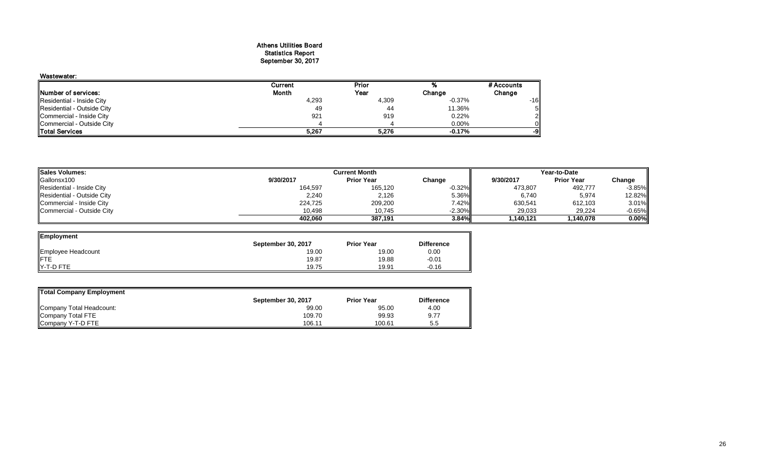# Athens Utilities Board
## Statistics Report
## September 30, 2017

**Wastewater:**

| Number of services: | Current Month | Prior Year | % Change | # Accounts Change |
|---|---|---|---|---|
| Residential - Inside City | 4,293 | 4,309 | -0.37% | -16 |
| Residential - Outside City | 49 | 44 | 11.36% | 5 |
| Commercial - Inside City | 921 | 919 | 0.22% | 2 |
| Commercial - Outside City | 4 | 4 | 0.00% | 0 |
| **Total Services** | **5,267** | **5,276** | **-0.17%** | **-9** |

| Sales Volumes: | Current Month | | | Year-to-Date | | |
|---|---|---|---|---|---|---|
| Gallonsx100 | 9/30/2017 | Prior Year | Change | 9/30/2017 | Prior Year | Change |
| Residential - Inside City | 164,597 | 165,120 | -0.32% | 473,807 | 492,777 | -3.85% |
| Residential - Outside City | 2,240 | 2,126 | 5.36% | 6,740 | 5,974 | 12.82% |
| Commercial - Inside City | 224,725 | 209,200 | 7.42% | 630,541 | 612,103 | 3.01% |
| Commercial - Outside City | 10,498 | 10,745 | -2.30% | 29,033 | 29,224 | -0.65% |
| | **402,060** | **387,191** | **3.84%** | **1,140,121** | **1,140,078** | **0.00%** |

| Employment | September 30, 2017 | Prior Year | Difference |
|---|---|---|---|
| Employee Headcount | 19.00 | 19.00 | 0.00 |
| FTE | 19.87 | 19.88 | -0.01 |
| Y-T-D FTE | 19.75 | 19.91 | -0.16 |

| Total Company Employment | September 30, 2017 | Prior Year | Difference |
|---|---|---|---|
| Company Total Headcount: | 99.00 | 95.00 | 4.00 |
| Company Total FTE | 109.70 | 99.93 | 9.77 |
| Company Y-T-D FTE | 106.11 | 100.61 | 5.5 |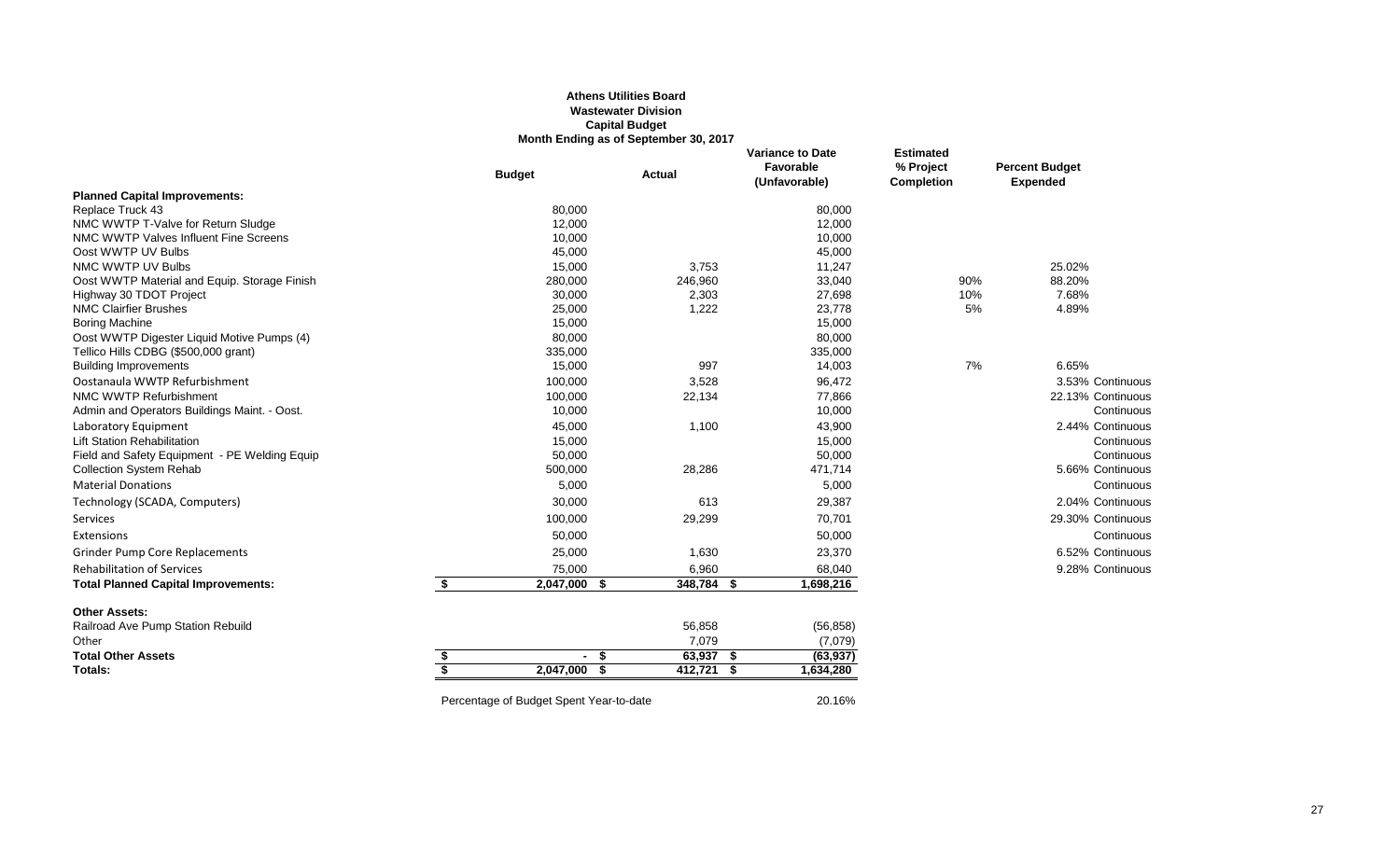**Athens Utilities Board**
**Wastewater Division**
**Capital Budget**
**Month Ending as of September 30, 2017**

| | Budget | Actual | Variance to Date Favorable (Unfavorable) | Estimated % Project Completion | Percent Budget Expended | |
|---|---|---|---|---|---|---|
| **Planned Capital Improvements:** | | | | | | |
| Replace Truck 43 | 80,000 | | 80,000 | | | |
| NMC WWTP T-Valve for Return Sludge | 12,000 | | 12,000 | | | |
| NMC WWTP Valves Influent Fine Screens | 10,000 | | 10,000 | | | |
| Oost WWTP UV Bulbs | 45,000 | | 45,000 | | | |
| NMC WWTP UV Bulbs | 15,000 | 3,753 | 11,247 | | 25.02% | |
| Oost WWTP Material and Equip. Storage Finish | 280,000 | 246,960 | 33,040 | 90% | 88.20% | |
| Highway 30 TDOT Project | 30,000 | 2,303 | 27,698 | 10% | 7.68% | |
| NMC Clairfier Brushes | 25,000 | 1,222 | 23,778 | 5% | 4.89% | |
| Boring Machine | 15,000 | | 15,000 | | | |
| Oost WWTP Digester Liquid Motive Pumps (4) | 80,000 | | 80,000 | | | |
| Tellico Hills CDBG ($500,000 grant) | 335,000 | | 335,000 | | | |
| Building Improvements | 15,000 | 997 | 14,003 | 7% | 6.65% | |
| Oostanaula WWTP Refurbishment | 100,000 | 3,528 | 96,472 | | 3.53% | Continuous |
| NMC WWTP Refurbishment | 100,000 | 22,134 | 77,866 | | 22.13% | Continuous |
| Admin and Operators Buildings Maint. - Oost. | 10,000 | | 10,000 | | | Continuous |
| Laboratory Equipment | 45,000 | 1,100 | 43,900 | | 2.44% | Continuous |
| Lift Station Rehabilitation | 15,000 | | 15,000 | | | Continuous |
| Field and Safety Equipment - PE Welding Equip | 50,000 | | 50,000 | | | Continuous |
| Collection System Rehab | 500,000 | 28,286 | 471,714 | | 5.66% | Continuous |
| Material Donations | 5,000 | | 5,000 | | | Continuous |
| Technology (SCADA, Computers) | 30,000 | 613 | 29,387 | | 2.04% | Continuous |
| Services | 100,000 | 29,299 | 70,701 | | 29.30% | Continuous |
| Extensions | 50,000 | | 50,000 | | | Continuous |
| Grinder Pump Core Replacements | 25,000 | 1,630 | 23,370 | | 6.52% | Continuous |
| Rehabilitation of Services | 75,000 | 6,960 | 68,040 | | 9.28% | Continuous |
| **Total Planned Capital Improvements:** | $ 2,047,000 | $ 348,784 | $ 1,698,216 | | | |
| **Other Assets:** | | | | | | |
| Railroad Ave Pump Station Rebuild | | 56,858 | (56,858) | | | |
| Other | | 7,079 | (7,079) | | | |
| **Total Other Assets** | $ - | $ 63,937 | $ (63,937) | | | |
| **Totals:** | $ 2,047,000 | $ 412,721 | $ 1,634,280 | | | |

Percentage of Budget Spent Year-to-date 20.16%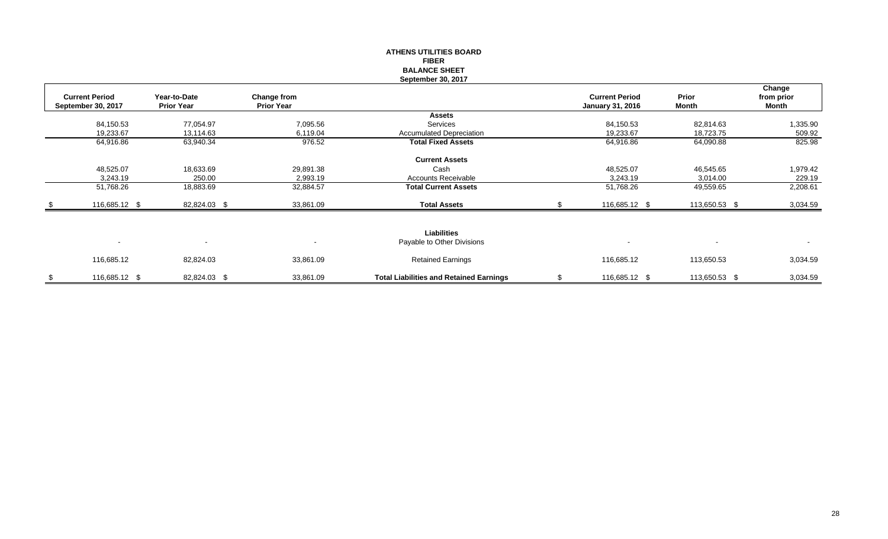**ATHENS UTILITIES BOARD**
**FIBER**
**BALANCE SHEET**
**September 30, 2017**

| Current Period September 30, 2017 | Year-to-Date Prior Year | Change from Prior Year | | Current Period January 31, 2016 | Prior Month | Change from prior Month |
|---|---|---|---|---|---|---|
| | | | **Assets** | | | |
| 84,150.53 | 77,054.97 | 7,095.56 | Services | 84,150.53 | 82,814.63 | 1,335.90 |
| 19,233.67 | 13,114.63 | 6,119.04 | Accumulated Depreciation | 19,233.67 | 18,723.75 | 509.92 |
| 64,916.86 | 63,940.34 | 976.52 | **Total Fixed Assets** | 64,916.86 | 64,090.88 | 825.98 |
| | | | **Current Assets** | | | |
| 48,525.07 | 18,633.69 | 29,891.38 | Cash | 48,525.07 | 46,545.65 | 1,979.42 |
| 3,243.19 | 250.00 | 2,993.19 | Accounts Receivable | 3,243.19 | 3,014.00 | 229.19 |
| 51,768.26 | 18,883.69 | 32,884.57 | **Total Current Assets** | 51,768.26 | 49,559.65 | 2,208.61 |
| $ 116,685.12 | $ 82,824.03 | $ 33,861.09 | **Total Assets** | $ 116,685.12 | $ 113,650.53 | $ 3,034.59 |
| | | | **Liabilities** | | | |
| - | - | - | Payable to Other Divisions | - | - | - |
| 116,685.12 | 82,824.03 | 33,861.09 | Retained Earnings | 116,685.12 | 113,650.53 | 3,034.59 |
| $ 116,685.12 | $ 82,824.03 | $ 33,861.09 | **Total Liabilities and Retained Earnings** | $ 116,685.12 | $ 113,650.53 | $ 3,034.59 |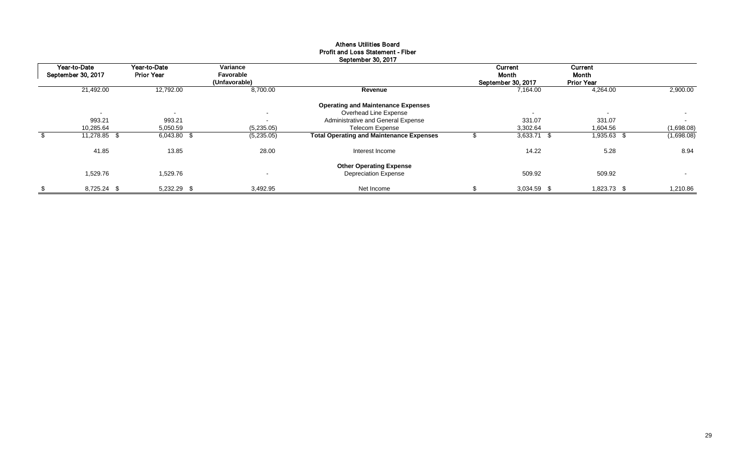**Athens Utilities Board**
**Profit and Loss Statement - Fiber**
**September 30, 2017**

| Year-to-Date September 30, 2017 | Year-to-Date Prior Year | Variance Favorable (Unfavorable) | | Current Month September 30, 2017 | Current Month Prior Year | |
|---|---|---|---|---|---|---|
| 21,492.00 | 12,792.00 | 8,700.00 | **Revenue** | 7,164.00 | 4,264.00 | 2,900.00 |
| | | | **Operating and Maintenance Expenses** | | | |
| - | - | - | Overhead Line Expense | - | - | - |
| 993.21 | 993.21 | - | Administrative and General Expense | 331.07 | 331.07 | - |
| 10,285.64 | 5,050.59 | (5,235.05) | Telecom Expense | 3,302.64 | 1,604.56 | (1,698.08) |
| $ 11,278.85 | $ 6,043.80 | $ (5,235.05) | **Total Operating and Maintenance Expenses** | $ 3,633.71 | $ 1,935.63 | $ (1,698.08) |
| 41.85 | 13.85 | 28.00 | Interest Income | 14.22 | 5.28 | 8.94 |
| | | | **Other Operating Expense** | | | |
| 1,529.76 | 1,529.76 | - | Depreciation Expense | 509.92 | 509.92 | - |
| $ 8,725.24 | $ 5,232.29 | $ 3,492.95 | Net Income | $ 3,034.59 | $ 1,823.73 | $ 1,210.86 |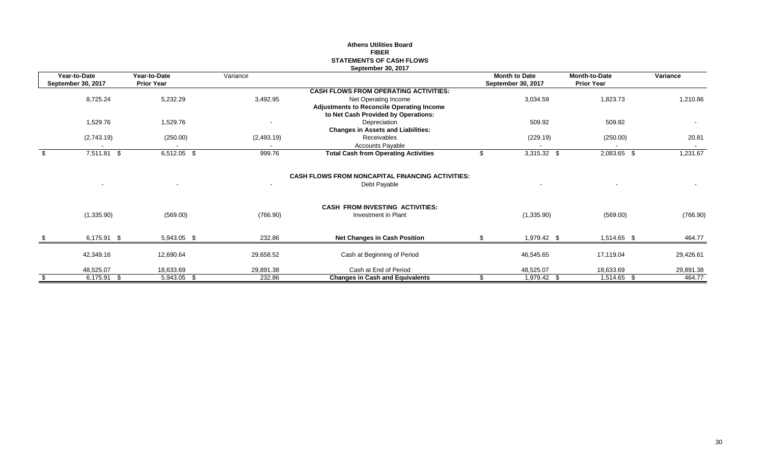**Athens Utilities Board**
**FIBER**
**STATEMENTS OF CASH FLOWS**
**September 30, 2017**

| Year-to-Date September 30, 2017 | Year-to-Date Prior Year | Variance | | Month to Date September 30, 2017 | Month-to-Date Prior Year | Variance |
|---|---|---|---|---|---|---|
| | | | **CASH FLOWS FROM OPERATING ACTIVITIES:** | | | |
| 8,725.24 | 5,232.29 | 3,492.95 | Net Operating Income | 3,034.59 | 1,823.73 | 1,210.86 |
| | | | **Adjustments to Reconcile Operating Income to Net Cash Provided by Operations:** | | | |
| 1,529.76 | 1,529.76 | - | Depreciation | 509.92 | 509.92 | - |
| | | | **Changes in Assets and Liabilities:** | | | |
| (2,743.19) | (250.00) | (2,493.19) | Receivables | (229.19) | (250.00) | 20.81 |
| - | - | - | Accounts Payable | - | - | - |
| $ 7,511.81 | $ 6,512.05 | $ 999.76 | **Total Cash from Operating Activities** | $ 3,315.32 | $ 2,083.65 | $ 1,231.67 |
| | | | **CASH FLOWS FROM NONCAPITAL FINANCING ACTIVITIES:** | | | |
| - | - | - | Debt Payable | - | - | - |
| | | | **CASH FROM INVESTING ACTIVITIES:** | | | |
| (1,335.90) | (569.00) | (766.90) | Investment in Plant | (1,335.90) | (569.00) | (766.90) |
| $ 6,175.91 | $ 5,943.05 | $ 232.86 | **Net Changes in Cash Position** | $ 1,979.42 | $ 1,514.65 | $ 464.77 |
| 42,349.16 | 12,690.64 | 29,658.52 | Cash at Beginning of Period | 46,545.65 | 17,119.04 | 29,426.61 |
| 48,525.07 | 18,633.69 | 29,891.38 | Cash at End of Period | 48,525.07 | 18,633.69 | 29,891.38 |
| $ 6,175.91 | $ 5,943.05 | $ 232.86 | **Changes in Cash and Equivalents** | $ 1,979.42 | $ 1,514.65 | $ 464.77 |